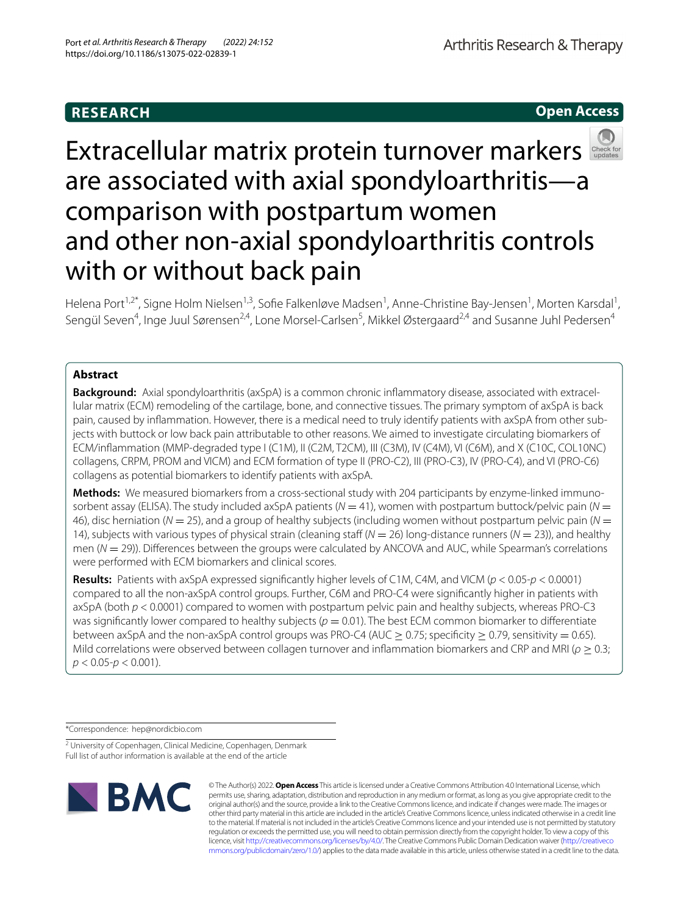RESEARCH

Open Access

# Extracellular matrix protein turnover markers are associated with axial spondyloarthritis—a comparison with postpartum women and other non-axial spondyloarthritis controls with or without back pain

Helena Port[1,2*], Signe Holm Nielsen[1,3], Sofie Falkenløve Madsen[1], Anne-Christine Bay-Jensen[1], Morten Karsdal[1], Sengül Seven[4], Inge Juul Sørensen[2,4], Lone Morsel-Carlsen[5], Mikkel Østergaard[2,4] and Susanne Juhl Pedersen[4]

## Abstract

**Background:** Axial spondyloarthritis (axSpA) is a common chronic inflammatory disease, associated with extracellular matrix (ECM) remodeling of the cartilage, bone, and connective tissues. The primary symptom of axSpA is back pain, caused by inflammation. However, there is a medical need to truly identify patients with axSpA from other subjects with buttock or low back pain attributable to other reasons. We aimed to investigate circulating biomarkers of ECM/inflammation (MMP-degraded type I (C1M), II (C2M, T2CM), III (C3M), IV (C4M), VI (C6M), and X (C10C, COL10NC) collagens, CRPM, PROM and VICM) and ECM formation of type II (PRO-C2), III (PRO-C3), IV (PRO-C4), and VI (PRO-C6) collagens as potential biomarkers to identify patients with axSpA.

**Methods:** We measured biomarkers from a cross-sectional study with 204 participants by enzyme-linked immunosorbent assay (ELISA). The study included axSpA patients ($N = 41$), women with postpartum buttock/pelvic pain ($N = 46$), disc herniation ($N = 25$), and a group of healthy subjects (including women without postpartum pelvic pain ($N = 14$), subjects with various types of physical strain (cleaning staff ($N = 26$) long-distance runners ($N = 23$)), and healthy men ($N = 29$)). Differences between the groups were calculated by ANCOVA and AUC, while Spearman's correlations were performed with ECM biomarkers and clinical scores.

**Results:** Patients with axSpA expressed significantly higher levels of C1M, C4M, and VICM ($p < 0.05$-$p < 0.0001$) compared to all the non-axSpA control groups. Further, C6M and PRO-C4 were significantly higher in patients with axSpA (both $p < 0.0001$) compared to women with postpartum pelvic pain and healthy subjects, whereas PRO-C3 was significantly lower compared to healthy subjects ($p = 0.01$). The best ECM common biomarker to differentiate between axSpA and the non-axSpA control groups was PRO-C4 (AUC $\geq 0.75$; specificity $\geq 0.79$, sensitivity $= 0.65$). Mild correlations were observed between collagen turnover and inflammation biomarkers and CRP and MRI ($\rho \geq 0.3$; $p < 0.05$-$p < 0.001$).

*Correspondence: hep@nordicbio.com

[2] University of Copenhagen, Clinical Medicine, Copenhagen, Denmark
Full list of author information is available at the end of the article

© The Author(s) 2022. **Open Access** This article is licensed under a Creative Commons Attribution 4.0 International License, which permits use, sharing, adaptation, distribution and reproduction in any medium or format, as long as you give appropriate credit to the original author(s) and the source, provide a link to the Creative Commons licence, and indicate if changes were made. The images or other third party material in this article are included in the article's Creative Commons licence, unless indicated otherwise in a credit line to the material. If material is not included in the article's Creative Commons licence and your intended use is not permitted by statutory regulation or exceeds the permitted use, you will need to obtain permission directly from the copyright holder. To view a copy of this licence, visit http://creativecommons.org/licenses/by/4.0/. The Creative Commons Public Domain Dedication waiver (http://creativecommons.org/publicdomain/zero/1.0/) applies to the data made available in this article, unless otherwise stated in a credit line to the data.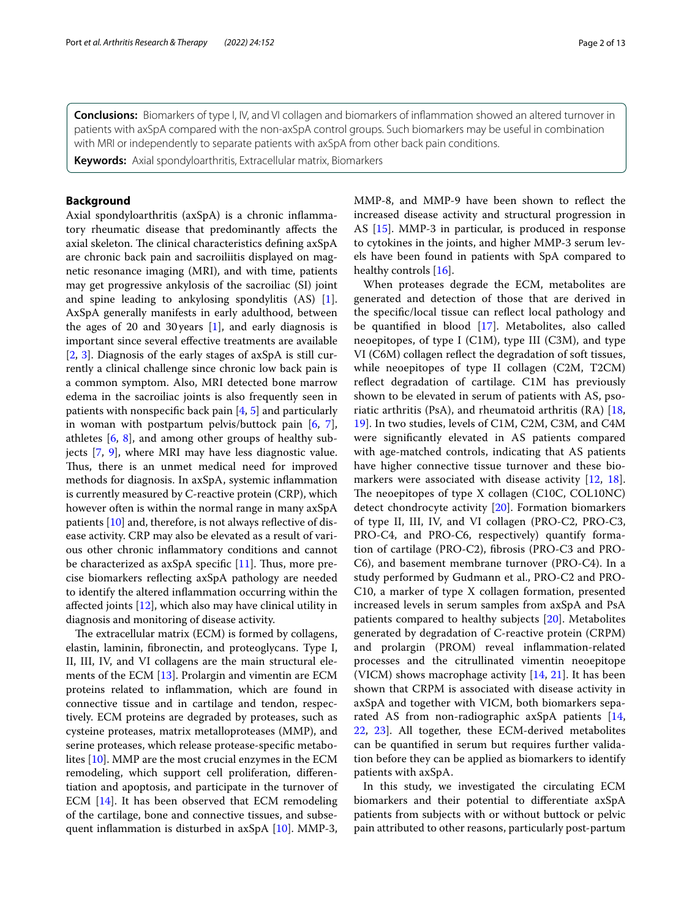**Conclusions:** Biomarkers of type I, IV, and VI collagen and biomarkers of inflammation showed an altered turnover in patients with axSpA compared with the non-axSpA control groups. Such biomarkers may be useful in combination with MRI or independently to separate patients with axSpA from other back pain conditions.

**Keywords:** Axial spondyloarthritis, Extracellular matrix, Biomarkers

## Background

Axial spondyloarthritis (axSpA) is a chronic inflammatory rheumatic disease that predominantly affects the axial skeleton. The clinical characteristics defining axSpA are chronic back pain and sacroiliitis displayed on magnetic resonance imaging (MRI), and with time, patients may get progressive ankylosis of the sacroiliac (SI) joint and spine leading to ankylosing spondylitis (AS) [1]. AxSpA generally manifests in early adulthood, between the ages of 20 and 30 years [1], and early diagnosis is important since several effective treatments are available [2, 3]. Diagnosis of the early stages of axSpA is still currently a clinical challenge since chronic low back pain is a common symptom. Also, MRI detected bone marrow edema in the sacroiliac joints is also frequently seen in patients with nonspecific back pain [4, 5] and particularly in woman with postpartum pelvis/buttock pain [6, 7], athletes [6, 8], and among other groups of healthy subjects [7, 9], where MRI may have less diagnostic value. Thus, there is an unmet medical need for improved methods for diagnosis. In axSpA, systemic inflammation is currently measured by C-reactive protein (CRP), which however often is within the normal range in many axSpA patients [10] and, therefore, is not always reflective of disease activity. CRP may also be elevated as a result of various other chronic inflammatory conditions and cannot be characterized as axSpA specific [11]. Thus, more precise biomarkers reflecting axSpA pathology are needed to identify the altered inflammation occurring within the affected joints [12], which also may have clinical utility in diagnosis and monitoring of disease activity.

The extracellular matrix (ECM) is formed by collagens, elastin, laminin, fibronectin, and proteoglycans. Type I, II, III, IV, and VI collagens are the main structural elements of the ECM [13]. Prolargin and vimentin are ECM proteins related to inflammation, which are found in connective tissue and in cartilage and tendon, respectively. ECM proteins are degraded by proteases, such as cysteine proteases, matrix metalloproteases (MMP), and serine proteases, which release protease-specific metabolites [10]. MMP are the most crucial enzymes in the ECM remodeling, which support cell proliferation, differentiation and apoptosis, and participate in the turnover of ECM [14]. It has been observed that ECM remodeling of the cartilage, bone and connective tissues, and subsequent inflammation is disturbed in axSpA [10]. MMP-3, MMP-8, and MMP-9 have been shown to reflect the increased disease activity and structural progression in AS [15]. MMP-3 in particular, is produced in response to cytokines in the joints, and higher MMP-3 serum levels have been found in patients with SpA compared to healthy controls [16].

When proteases degrade the ECM, metabolites are generated and detection of those that are derived in the specific/local tissue can reflect local pathology and be quantified in blood [17]. Metabolites, also called neoepitopes, of type I (C1M), type III (C3M), and type VI (C6M) collagen reflect the degradation of soft tissues, while neoepitopes of type II collagen (C2M, T2CM) reflect degradation of cartilage. C1M has previously shown to be elevated in serum of patients with AS, psoriatic arthritis (PsA), and rheumatoid arthritis (RA) [18, 19]. In two studies, levels of C1M, C2M, C3M, and C4M were significantly elevated in AS patients compared with age-matched controls, indicating that AS patients have higher connective tissue turnover and these biomarkers were associated with disease activity [12, 18]. The neoepitopes of type X collagen (C10C, COL10NC) detect chondrocyte activity [20]. Formation biomarkers of type II, III, IV, and VI collagen (PRO-C2, PRO-C3, PRO-C4, and PRO-C6, respectively) quantify formation of cartilage (PRO-C2), fibrosis (PRO-C3 and PRO-C6), and basement membrane turnover (PRO-C4). In a study performed by Gudmann et al., PRO-C2 and PRO-C10, a marker of type X collagen formation, presented increased levels in serum samples from axSpA and PsA patients compared to healthy subjects [20]. Metabolites generated by degradation of C-reactive protein (CRPM) and prolargin (PROM) reveal inflammation-related processes and the citrullinated vimentin neoepitope (VICM) shows macrophage activity [14, 21]. It has been shown that CRPM is associated with disease activity in axSpA and together with VICM, both biomarkers separated AS from non-radiographic axSpA patients [14, 22, 23]. All together, these ECM-derived metabolites can be quantified in serum but requires further validation before they can be applied as biomarkers to identify patients with axSpA.

In this study, we investigated the circulating ECM biomarkers and their potential to differentiate axSpA patients from subjects with or without buttock or pelvic pain attributed to other reasons, particularly post-partum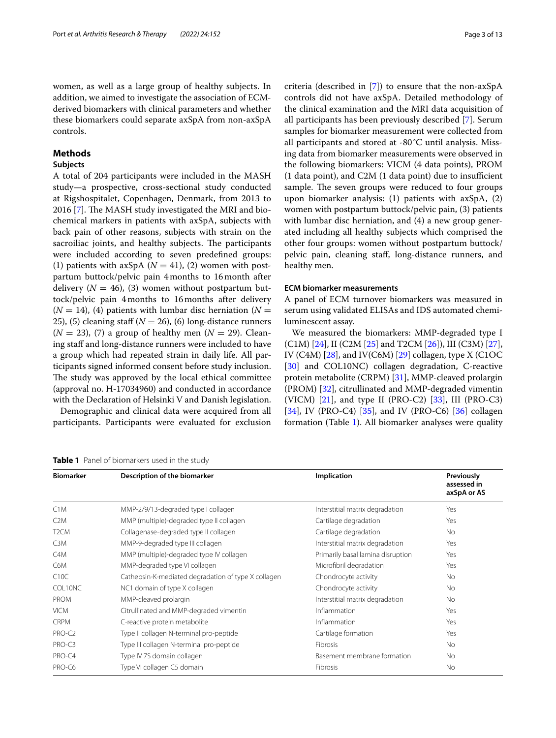women, as well as a large group of healthy subjects. In addition, we aimed to investigate the association of ECM-derived biomarkers with clinical parameters and whether these biomarkers could separate axSpA from non-axSpA controls.

## Methods

### Subjects

A total of 204 participants were included in the MASH study—a prospective, cross-sectional study conducted at Rigshospitalet, Copenhagen, Denmark, from 2013 to 2016 [7]. The MASH study investigated the MRI and biochemical markers in patients with axSpA, subjects with back pain of other reasons, subjects with strain on the sacroiliac joints, and healthy subjects. The participants were included according to seven predefined groups: (1) patients with axSpA ($N = 41$), (2) women with postpartum buttock/pelvic pain 4 months to 16 month after delivery ($N = 46$), (3) women without postpartum buttock/pelvic pain 4 months to 16 months after delivery ($N = 14$), (4) patients with lumbar disc herniation ($N = 25$), (5) cleaning staff ($N = 26$), (6) long-distance runners ($N = 23$), (7) a group of healthy men ($N = 29$). Cleaning staff and long-distance runners were included to have a group which had repeated strain in daily life. All participants signed informed consent before study inclusion. The study was approved by the local ethical committee (approval no. H-17034960) and conducted in accordance with the Declaration of Helsinki V and Danish legislation.

Demographic and clinical data were acquired from all participants. Participants were evaluated for exclusion criteria (described in [7]) to ensure that the non-axSpA controls did not have axSpA. Detailed methodology of the clinical examination and the MRI data acquisition of all participants has been previously described [7]. Serum samples for biomarker measurement were collected from all participants and stored at -80 °C until analysis. Missing data from biomarker measurements were observed in the following biomarkers: VICM (4 data points), PROM (1 data point), and C2M (1 data point) due to insufficient sample. The seven groups were reduced to four groups upon biomarker analysis: (1) patients with axSpA, (2) women with postpartum buttock/pelvic pain, (3) patients with lumbar disc herniation, and (4) a new group generated including all healthy subjects which comprised the other four groups: women without postpartum buttock/pelvic pain, cleaning staff, long-distance runners, and healthy men.

### ECM biomarker measurements

A panel of ECM turnover biomarkers was measured in serum using validated ELISAs and IDS automated chemiluminescent assay.

We measured the biomarkers: MMP-degraded type I (C1M) [24], II (C2M [25] and T2CM [26]), III (C3M) [27], IV (C4M) [28], and IV(C6M) [29] collagen, type X (C1OC [30] and COL10NC) collagen degradation, C-reactive protein metabolite (CRPM) [31], MMP-cleaved prolargin (PROM) [32], citrullinated and MMP-degraded vimentin (VICM) [21], and type II (PRO-C2) [33], III (PRO-C3) [34], IV (PRO-C4) [35], and IV (PRO-C6) [36] collagen formation (Table 1). All biomarker analyses were quality

**Table 1** Panel of biomarkers used in the study

| Biomarker | Description of the biomarker | Implication | Previously assessed in axSpA or AS |
|---|---|---|---|
| C1M | MMP-2/9/13-degraded type I collagen | Interstitial matrix degradation | Yes |
| C2M | MMP (multiple)-degraded type II collagen | Cartilage degradation | Yes |
| T2CM | Collagenase-degraded type II collagen | Cartilage degradation | No |
| C3M | MMP-9-degraded type III collagen | Interstitial matrix degradation | Yes |
| C4M | MMP (multiple)-degraded type IV collagen | Primarily basal lamina disruption | Yes |
| C6M | MMP-degraded type VI collagen | Microfibril degradation | Yes |
| C10C | Cathepsin-K-mediated degradation of type X collagen | Chondrocyte activity | No |
| COL10NC | NC1 domain of type X collagen | Chondrocyte activity | No |
| PROM | MMP-cleaved prolargin | Interstitial matrix degradation | No |
| VICM | Citrullinated and MMP-degraded vimentin | Inflammation | Yes |
| CRPM | C-reactive protein metabolite | Inflammation | Yes |
| PRO-C2 | Type II collagen N-terminal pro-peptide | Cartilage formation | Yes |
| PRO-C3 | Type III collagen N-terminal pro-peptide | Fibrosis | No |
| PRO-C4 | Type IV 7S domain collagen | Basement membrane formation | No |
| PRO-C6 | Type VI collagen C5 domain | Fibrosis | No |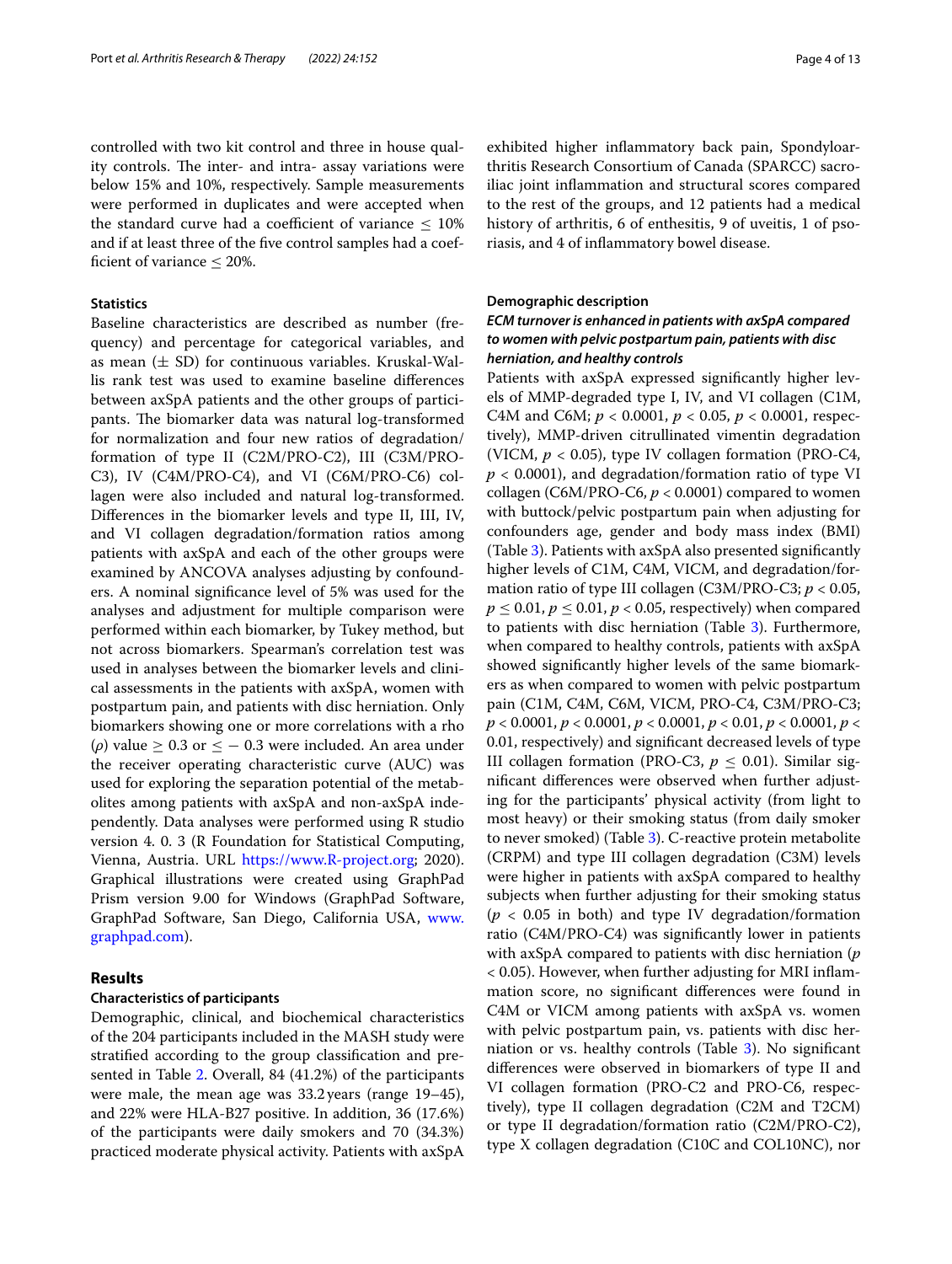controlled with two kit control and three in house quality controls. The inter- and intra- assay variations were below 15% and 10%, respectively. Sample measurements were performed in duplicates and were accepted when the standard curve had a coefficient of variance $\leq$ 10% and if at least three of the five control samples had a coefficient of variance $\leq$ 20%.

### Statistics

Baseline characteristics are described as number (frequency) and percentage for categorical variables, and as mean ($\pm$ SD) for continuous variables. Kruskal-Wallis rank test was used to examine baseline differences between axSpA patients and the other groups of participants. The biomarker data was natural log-transformed for normalization and four new ratios of degradation/formation of type II (C2M/PRO-C2), III (C3M/PRO-C3), IV (C4M/PRO-C4), and VI (C6M/PRO-C6) collagen were also included and natural log-transformed. Differences in the biomarker levels and type II, III, IV, and VI collagen degradation/formation ratios among patients with axSpA and each of the other groups were examined by ANCOVA analyses adjusting by confounders. A nominal significance level of 5% was used for the analyses and adjustment for multiple comparison were performed within each biomarker, by Tukey method, but not across biomarkers. Spearman's correlation test was used in analyses between the biomarker levels and clinical assessments in the patients with axSpA, women with postpartum pain, and patients with disc herniation. Only biomarkers showing one or more correlations with a rho ($\rho$) value $\geq$ 0.3 or $\leq -$ 0.3 were included. An area under the receiver operating characteristic curve (AUC) was used for exploring the separation potential of the metabolites among patients with axSpA and non-axSpA independently. Data analyses were performed using R studio version 4. 0. 3 (R Foundation for Statistical Computing, Vienna, Austria. URL https://www.R-project.org; 2020). Graphical illustrations were created using GraphPad Prism version 9.00 for Windows (GraphPad Software, GraphPad Software, San Diego, California USA, www.graphpad.com).

## Results

### Characteristics of participants

Demographic, clinical, and biochemical characteristics of the 204 participants included in the MASH study were stratified according to the group classification and presented in Table 2. Overall, 84 (41.2%) of the participants were male, the mean age was 33.2 years (range 19–45), and 22% were HLA-B27 positive. In addition, 36 (17.6%) of the participants were daily smokers and 70 (34.3%) practiced moderate physical activity. Patients with axSpA exhibited higher inflammatory back pain, Spondyloarthritis Research Consortium of Canada (SPARCC) sacroiliac joint inflammation and structural scores compared to the rest of the groups, and 12 patients had a medical history of arthritis, 6 of enthesitis, 9 of uveitis, 1 of psoriasis, and 4 of inflammatory bowel disease.

### Demographic description

#### *ECM turnover is enhanced in patients with axSpA compared to women with pelvic postpartum pain, patients with disc herniation, and healthy controls*

Patients with axSpA expressed significantly higher levels of MMP-degraded type I, IV, and VI collagen (C1M, C4M and C6M; $p < 0.0001$, $p < 0.05$, $p < 0.0001$, respectively), MMP-driven citrullinated vimentin degradation (VICM, $p < 0.05$), type IV collagen formation (PRO-C4, $p < 0.0001$), and degradation/formation ratio of type VI collagen (C6M/PRO-C6, $p < 0.0001$) compared to women with buttock/pelvic postpartum pain when adjusting for confounders age, gender and body mass index (BMI) (Table 3). Patients with axSpA also presented significantly higher levels of C1M, C4M, VICM, and degradation/formation ratio of type III collagen (C3M/PRO-C3; $p < 0.05$, $p \leq 0.01$, $p \leq 0.01$, $p < 0.05$, respectively) when compared to patients with disc herniation (Table 3). Furthermore, when compared to healthy controls, patients with axSpA showed significantly higher levels of the same biomarkers as when compared to women with pelvic postpartum pain (C1M, C4M, C6M, VICM, PRO-C4, C3M/PRO-C3; $p < 0.0001$, $p < 0.0001$, $p < 0.0001$, $p < 0.01$, $p < 0.0001$, $p < 0.01$, respectively) and significant decreased levels of type III collagen formation (PRO-C3, $p \leq 0.01$). Similar significant differences were observed when further adjusting for the participants' physical activity (from light to most heavy) or their smoking status (from daily smoker to never smoked) (Table 3). C-reactive protein metabolite (CRPM) and type III collagen degradation (C3M) levels were higher in patients with axSpA compared to healthy subjects when further adjusting for their smoking status ($p < 0.05$ in both) and type IV degradation/formation ratio (C4M/PRO-C4) was significantly lower in patients with axSpA compared to patients with disc herniation ($p < 0.05$). However, when further adjusting for MRI inflammation score, no significant differences were found in C4M or VICM among patients with axSpA vs. women with pelvic postpartum pain, vs. patients with disc herniation or vs. healthy controls (Table 3). No significant differences were observed in biomarkers of type II and VI collagen formation (PRO-C2 and PRO-C6, respectively), type II collagen degradation (C2M and T2CM) or type II degradation/formation ratio (C2M/PRO-C2), type X collagen degradation (C10C and COL10NC), nor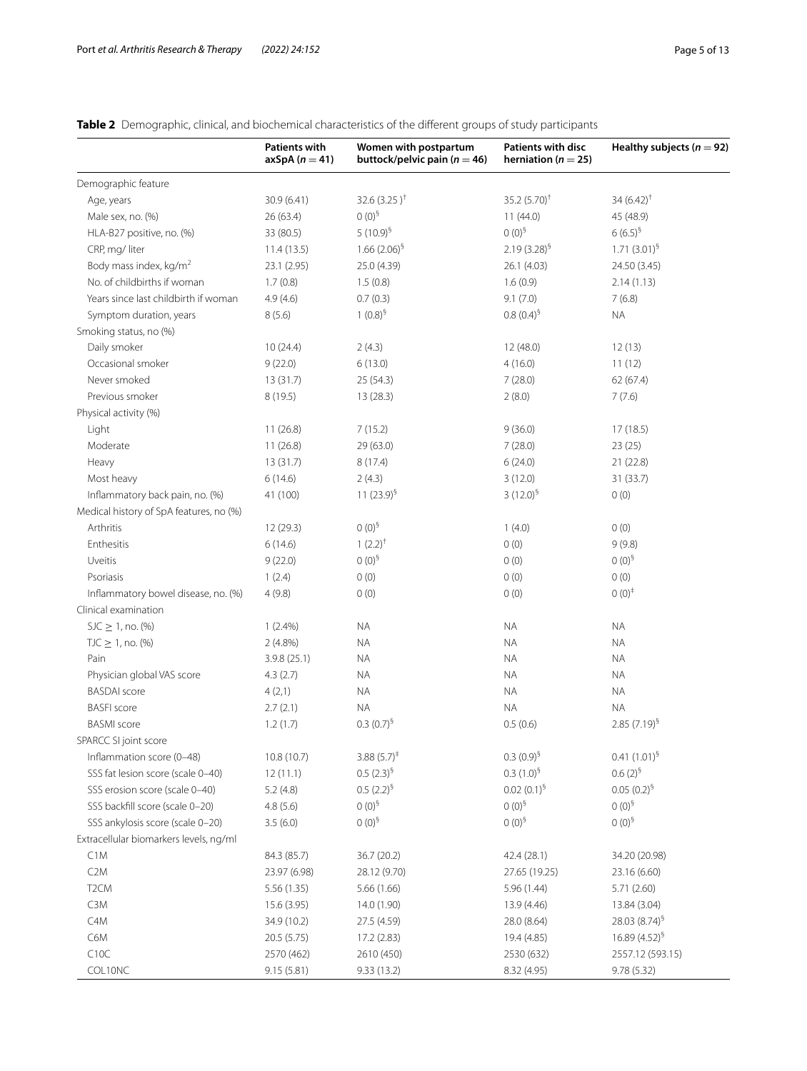**Table 2** Demographic, clinical, and biochemical characteristics of the different groups of study participants

| | Patients with axSpA ($n = 41$) | Women with postpartum buttock/pelvic pain ($n = 46$) | Patients with disc herniation ($n = 25$) | Healthy subjects ($n = 92$) |
|---|---|---|---|---|
| Demographic feature | | | | |
| Age, years | 30.9 (6.41) | 32.6 (3.25 )[†] | 35.2 (5.70)[†] | 34 (6.42)[†] |
| Male sex, no. (%) | 26 (63.4) | 0 (0)[§] | 11 (44.0) | 45 (48.9) |
| HLA-B27 positive, no. (%) | 33 (80.5) | 5 (10.9)[§] | 0 (0)[§] | 6 (6.5)[§] |
| CRP, mg/ liter | 11.4 (13.5) | 1.66 (2.06)[§] | 2.19 (3.28)[§] | 1.71 (3.01)[§] |
| Body mass index, kg/m$^2$ | 23.1 (2.95) | 25.0 (4.39) | 26.1 (4.03) | 24.50 (3.45) |
| No. of childbirths if woman | 1.7 (0.8) | 1.5 (0.8) | 1.6 (0.9) | 2.14 (1.13) |
| Years since last childbirth if woman | 4.9 (4.6) | 0.7 (0.3) | 9.1 (7.0) | 7 (6.8) |
| Symptom duration, years | 8 (5.6) | 1 (0.8)[§] | 0.8 (0.4)[§] | NA |
| Smoking status, no (%) | | | | |
| Daily smoker | 10 (24.4) | 2 (4.3) | 12 (48.0) | 12 (13) |
| Occasional smoker | 9 (22.0) | 6 (13.0) | 4 (16.0) | 11 (12) |
| Never smoked | 13 (31.7) | 25 (54.3) | 7 (28.0) | 62 (67.4) |
| Previous smoker | 8 (19.5) | 13 (28.3) | 2 (8.0) | 7 (7.6) |
| Physical activity (%) | | | | |
| Light | 11 (26.8) | 7 (15.2) | 9 (36.0) | 17 (18.5) |
| Moderate | 11 (26.8) | 29 (63.0) | 7 (28.0) | 23 (25) |
| Heavy | 13 (31.7) | 8 (17.4) | 6 (24.0) | 21 (22.8) |
| Most heavy | 6 (14.6) | 2 (4.3) | 3 (12.0) | 31 (33.7) |
| Inflammatory back pain, no. (%) | 41 (100) | 11 (23.9)[§] | 3 (12.0)[§] | 0 (0) |
| Medical history of SpA features, no (%) | | | | |
| Arthritis | 12 (29.3) | 0 (0)[§] | 1 (4.0) | 0 (0) |
| Enthesitis | 6 (14.6) | 1 (2.2)[†] | 0 (0) | 9 (9.8) |
| Uveitis | 9 (22.0) | 0 (0)[§] | 0 (0) | 0 (0)[§] |
| Psoriasis | 1 (2.4) | 0 (0) | 0 (0) | 0 (0) |
| Inflammatory bowel disease, no. (%) | 4 (9.8) | 0 (0) | 0 (0) | 0 (0)[‡] |
| Clinical examination | | | | |
| SJC ≥ 1, no. (%) | 1 (2.4%) | NA | NA | NA |
| TJC ≥ 1, no. (%) | 2 (4.8%) | NA | NA | NA |
| Pain | 3.9.8 (25.1) | NA | NA | NA |
| Physician global VAS score | 4.3 (2.7) | NA | NA | NA |
| BASDAI score | 4 (2,1) | NA | NA | NA |
| BASFI score | 2.7 (2.1) | NA | NA | NA |
| BASMI score | 1.2 (1.7) | 0.3 (0.7)[§] | 0.5 (0.6) | 2.85 (7.19)[§] |
| SPARCC SI joint score | | | | |
| Inflammation score (0–48) | 10.8 (10.7) | 3.88 (5.7)[‡] | 0.3 (0.9)[§] | 0.41 (1.01)[§] |
| SSS fat lesion score (scale 0–40) | 12 (11.1) | 0.5 (2.3)[§] | 0.3 (1.0)[§] | 0.6 (2)[§] |
| SSS erosion score (scale 0–40) | 5.2 (4.8) | 0.5 (2.2)[§] | 0.02 (0.1)[§] | 0.05 (0.2)[§] |
| SSS backfill score (scale 0–20) | 4.8 (5.6) | 0 (0)[§] | 0 (0)[§] | 0 (0)[§] |
| SSS ankylosis score (scale 0–20) | 3.5 (6.0) | 0 (0)[§] | 0 (0)[§] | 0 (0)[§] |
| Extracellular biomarkers levels, ng/ml | | | | |
| C1M | 84.3 (85.7) | 36.7 (20.2) | 42.4 (28.1) | 34.20 (20.98) |
| C2M | 23.97 (6.98) | 28.12 (9.70) | 27.65 (19.25) | 23.16 (6.60) |
| T2CM | 5.56 (1.35) | 5.66 (1.66) | 5.96 (1.44) | 5.71 (2.60) |
| C3M | 15.6 (3.95) | 14.0 (1.90) | 13.9 (4.46) | 13.84 (3.04) |
| C4M | 34.9 (10.2) | 27.5 (4.59) | 28.0 (8.64) | 28.03 (8.74)[§] |
| C6M | 20.5 (5.75) | 17.2 (2.83) | 19.4 (4.85) | 16.89 (4.52)[§] |
| C10C | 2570 (462) | 2610 (450) | 2530 (632) | 2557.12 (593.15) |
| COL10NC | 9.15 (5.81) | 9.33 (13.2) | 8.32 (4.95) | 9.78 (5.32) |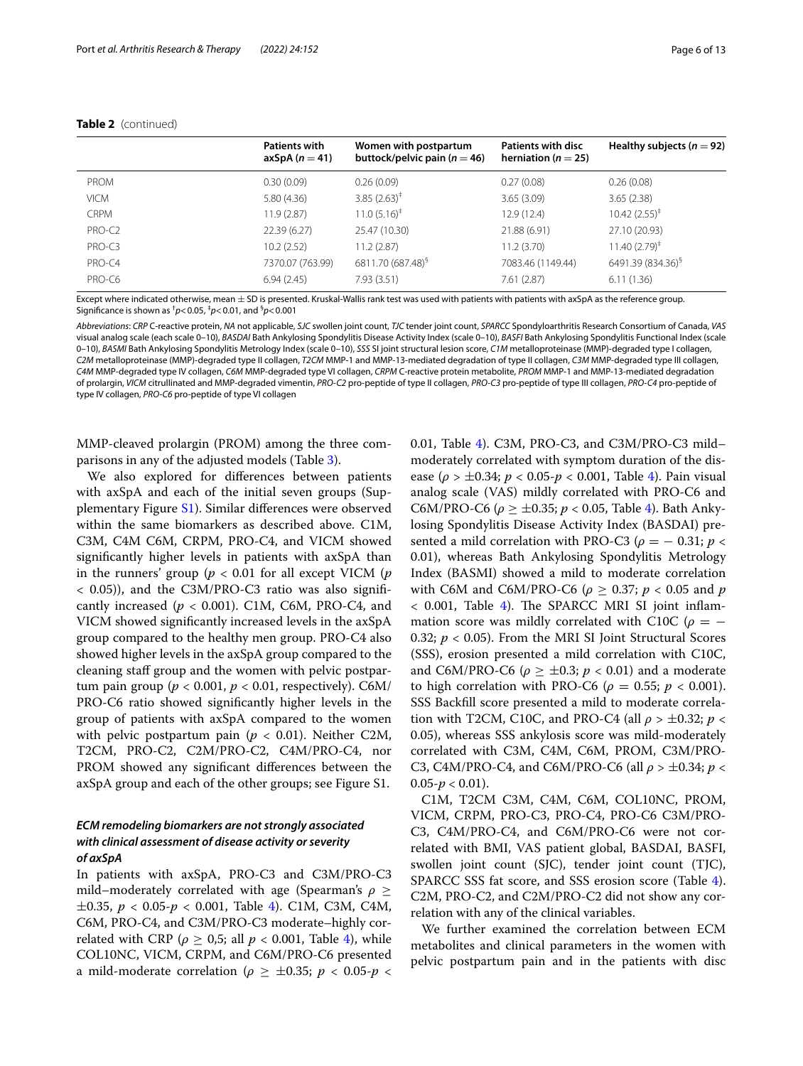**Table 2** (continued)

| | Patients with axSpA ($n = 41$) | Women with postpartum buttock/pelvic pain ($n = 46$) | Patients with disc herniation ($n = 25$) | Healthy subjects ($n = 92$) |
|---|---|---|---|---|
| PROM | 0.30 (0.09) | 0.26 (0.09) | 0.27 (0.08) | 0.26 (0.08) |
| VICM | 5.80 (4.36) | 3.85 (2.63)[‡] | 3.65 (3.09) | 3.65 (2.38) |
| CRPM | 11.9 (2.87) | 11.0 (5.16)[‡] | 12.9 (12.4) | 10.42 (2.55)[‡] |
| PRO-C2 | 22.39 (6.27) | 25.47 (10.30) | 21.88 (6.91) | 27.10 (20.93) |
| PRO-C3 | 10.2 (2.52) | 11.2 (2.87) | 11.2 (3.70) | 11.40 (2.79)[‡] |
| PRO-C4 | 7370.07 (763.99) | 6811.70 (687.48)[§] | 7083.46 (1149.44) | 6491.39 (834.36)[§] |
| PRO-C6 | 6.94 (2.45) | 7.93 (3.51) | 7.61 (2.87) | 6.11 (1.36) |

Except where indicated otherwise, mean ± SD is presented. Kruskal-Wallis rank test was used with patients with axSpA as the reference group. Significance is shown as [†]$p<0.05$, [‡]$p<0.01$, and [§]$p<0.001$

*Abbreviations*: *CRP* C-reactive protein, *NA* not applicable, *SJC* swollen joint count, *TJC* tender joint count, *SPARCC* Spondyloarthritis Research Consortium of Canada, *VAS* visual analog scale (each scale 0–10), *BASDAI* Bath Ankylosing Spondylitis Disease Activity Index (scale 0–10), *BASFI* Bath Ankylosing Spondylitis Functional Index (scale 0–10), *BASMI* Bath Ankylosing Spondylitis Metrology Index (scale 0–10), *SSS* SI joint structural lesion score, *C1M* metalloproteinase (MMP)-degraded type I collagen, *C2M* metalloproteinase (MMP)-degraded type II collagen, *T2CM* MMP-1 and MMP-13-mediated degradation of type II collagen, *C3M* MMP-degraded type III collagen, *C4M* MMP-degraded type IV collagen, *C6M* MMP-degraded type VI collagen, *CRPM* C-reactive protein metabolite, *PROM* MMP-1 and MMP-13-mediated degradation of prolargin, *VICM* citrullinated and MMP-degraded vimentin, *PRO-C2* pro-peptide of type II collagen, *PRO-C3* pro-peptide of type III collagen, *PRO-C4* pro-peptide of type IV collagen, *PRO-C6* pro-peptide of type VI collagen

MMP-cleaved prolargin (PROM) among the three comparisons in any of the adjusted models (Table 3).

We also explored for differences between patients with axSpA and each of the initial seven groups (Supplementary Figure S1). Similar differences were observed within the same biomarkers as described above. C1M, C3M, C4M C6M, CRPM, PRO-C4, and VICM showed significantly higher levels in patients with axSpA than in the runners' group ($p < 0.01$ for all except VICM ($p < 0.05$)), and the C3M/PRO-C3 ratio was also significantly increased ($p < 0.001$). C1M, C6M, PRO-C4, and VICM showed significantly increased levels in the axSpA group compared to the healthy men group. PRO-C4 also showed higher levels in the axSpA group compared to the cleaning staff group and the women with pelvic postpartum pain group ($p < 0.001$, $p < 0.01$, respectively). C6M/PRO-C6 ratio showed significantly higher levels in the group of patients with axSpA compared to the women with pelvic postpartum pain ($p < 0.01$). Neither C2M, T2CM, PRO-C2, C2M/PRO-C2, C4M/PRO-C4, nor PROM showed any significant differences between the axSpA group and each of the other groups; see Figure S1.

### *ECM remodeling biomarkers are not strongly associated with clinical assessment of disease activity or severity of axSpA*

In patients with axSpA, PRO-C3 and C3M/PRO-C3 mild–moderately correlated with age (Spearman's $\rho \geq \pm 0.35$, $p < 0.05$-$p < 0.001$, Table 4). C1M, C3M, C4M, C6M, PRO-C4, and C3M/PRO-C3 moderate–highly correlated with CRP ($\rho \geq 0{,}5$; all $p < 0.001$, Table 4), while COL10NC, VICM, CRPM, and C6M/PRO-C6 presented a mild-moderate correlation ($\rho \geq \pm 0.35$; $p < 0.05$-$p < 0.01$, Table 4). C3M, PRO-C3, and C3M/PRO-C3 mild–moderately correlated with symptom duration of the disease ($\rho > \pm 0.34$; $p < 0.05$-$p < 0.001$, Table 4). Pain visual analog scale (VAS) mildly correlated with PRO-C6 and C6M/PRO-C6 ($\rho \geq \pm 0.35$; $p < 0.05$, Table 4). Bath Ankylosing Spondylitis Disease Activity Index (BASDAI) presented a mild correlation with PRO-C3 ($\rho = -0.31$; $p < 0.01$), whereas Bath Ankylosing Spondylitis Metrology Index (BASMI) showed a mild to moderate correlation with C6M and C6M/PRO-C6 ($\rho \geq 0.37$; $p < 0.05$ and $p < 0.001$, Table 4). The SPARCC MRI SI joint inflammation score was mildly correlated with C10C ($\rho = -0.32$; $p < 0.05$). From the MRI SI Joint Structural Scores (SSS), erosion presented a mild correlation with C10C, and C6M/PRO-C6 ($\rho \geq \pm 0.3$; $p < 0.01$) and a moderate to high correlation with PRO-C6 ($\rho = 0.55$; $p < 0.001$). SSS Backfill score presented a mild to moderate correlation with T2CM, C10C, and PRO-C4 (all $\rho > \pm 0.32$; $p < 0.05$), whereas SSS ankylosis score was mild-moderately correlated with C3M, C4M, C6M, PROM, C3M/PRO-C3, C4M/PRO-C4, and C6M/PRO-C6 (all $\rho > \pm 0.34$; $p < 0.05$-$p < 0.01$).

C1M, T2CM C3M, C4M, C6M, COL10NC, PROM, VICM, CRPM, PRO-C3, PRO-C4, PRO-C6 C3M/PRO-C3, C4M/PRO-C4, and C6M/PRO-C6 were not correlated with BMI, VAS patient global, BASDAI, BASFI, swollen joint count (SJC), tender joint count (TJC), SPARCC SSS fat score, and SSS erosion score (Table 4). C2M, PRO-C2, and C2M/PRO-C2 did not show any correlation with any of the clinical variables.

We further examined the correlation between ECM metabolites and clinical parameters in the women with pelvic postpartum pain and in the patients with disc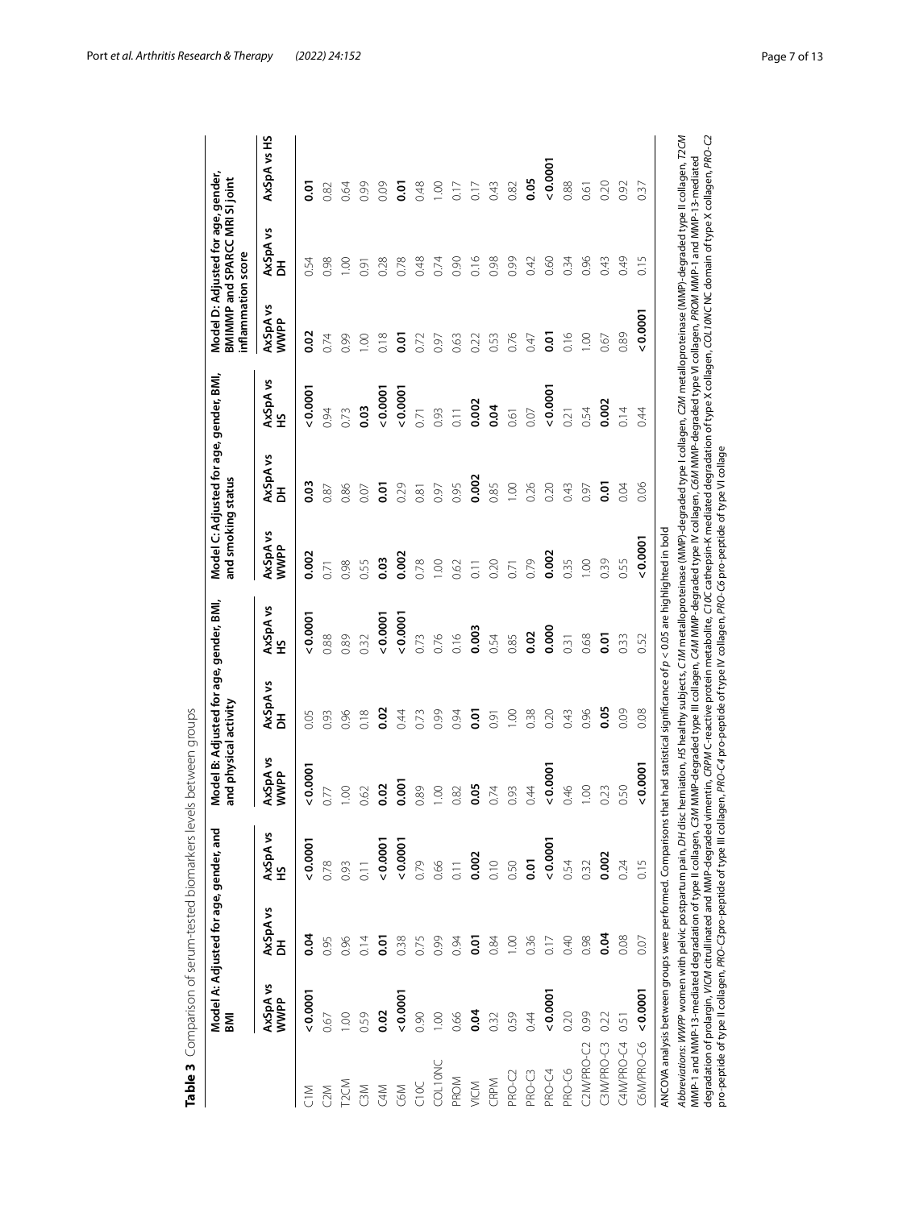**Table 3** Comparison of serum-tested biomarkers levels between groups

| | Model A: Adjusted for age, gender, and BMI | | | Model B: Adjusted for age, gender, BMI, and physical activity | | | Model C: Adjusted for age, gender, BMI, and smoking status | | | Model D: Adjusted for age, gender, BMIMMP and SPARCC MRI SI joint inflammation score | | |
|---|---|---|---|---|---|---|---|---|---|---|---|---|
| | AxSpA vs WWPP | AxSpA vs DH | AxSpA vs HS | AxSpA vs WWPP | AxSpA vs DH | AxSpA vs HS | AxSpA vs WWPP | AxSpA vs DH | AxSpA vs HS | AxSpA vs WWPP | AxSpA vs DH | AxSpA vs HS |
| C1M | **< 0.0001** | **0.04** | **< 0.0001** | **< 0.0001** | 0.05 | **< 0.0001** | **0.002** | **0.03** | **< 0.0001** | **0.02** | 0.54 | **0.01** |
| C2M | 0.67 | 0.95 | 0.78 | 0.77 | 0.93 | 0.88 | 0.71 | 0.87 | 0.94 | 0.74 | 0.98 | 0.82 |
| T2CM | 1.00 | 0.96 | 0.93 | 1.00 | 0.96 | 0.89 | 0.98 | 0.86 | 0.73 | 0.99 | 1.00 | 0.64 |
| C3M | 0.59 | 0.14 | 0.11 | 0.62 | 0.18 | 0.32 | 0.55 | 0.07 | **0.03** | 1.00 | 0.91 | 0.99 |
| C4M | **0.02** | **0.01** | **< 0.0001** | **0.02** | **0.02** | **< 0.0001** | **0.03** | **0.01** | **< 0.0001** | 0.18 | 0.28 | 0.09 |
| C6M | **< 0.0001** | 0.38 | **< 0.0001** | **0.001** | 0.44 | **< 0.0001** | **0.002** | 0.29 | **< 0.0001** | **0.01** | 0.78 | **0.01** |
| C10C | 0.90 | 0.75 | 0.79 | 0.89 | 0.73 | 0.73 | 0.78 | 0.81 | 0.71 | 0.72 | 0.48 | 0.48 |
| COL10NC | 1.00 | 0.99 | 0.66 | 1.00 | 0.99 | 0.76 | 1.00 | 0.97 | 0.93 | 0.97 | 0.74 | 1.00 |
| PROM | 0.66 | 0.94 | 0.11 | 0.82 | 0.94 | 0.16 | 0.62 | 0.95 | 0.11 | 0.63 | 0.90 | 0.17 |
| VICM | **0.04** | **0.01** | **0.002** | **0.05** | **0.01** | **0.003** | 0.11 | **0.002** | **0.002** | 0.22 | 0.16 | 0.17 |
| CRPM | 0.32 | 0.84 | 0.10 | 0.74 | 0.91 | 0.54 | 0.20 | 0.85 | **0.04** | 0.53 | 0.98 | 0.43 |
| PRO-C2 | 0.59 | 1.00 | 0.50 | 0.93 | 1.00 | 0.85 | 0.71 | 1.00 | 0.61 | 0.76 | 0.99 | 0.82 |
| PRO-C3 | 0.44 | 0.36 | **0.01** | 0.44 | 0.38 | **0.02** | 0.79 | 0.26 | 0.07 | 0.47 | 0.42 | **0.05** |
| PRO-C4 | **< 0.0001** | 0.17 | **< 0.0001** | **< 0.0001** | 0.20 | **0.000** | **0.002** | 0.20 | **< 0.0001** | **0.01** | 0.60 | **< 0.0001** |
| PRO-C6 | 0.20 | 0.40 | 0.54 | 0.46 | 0.43 | 0.31 | 0.35 | 0.43 | 0.21 | 0.16 | 0.34 | 0.88 |
| C2M/PRO-C2 | 0.99 | 0.98 | 0.32 | 1.00 | 0.96 | 0.68 | 1.00 | 0.97 | 0.54 | 1.00 | 0.96 | 0.61 |
| C3M/PRO-C3 | 0.22 | **0.04** | **0.002** | 0.23 | **0.05** | **0.01** | 0.39 | **0.01** | **0.002** | 0.67 | 0.43 | 0.20 |
| C4M/PRO-C4 | 0.51 | 0.08 | 0.24 | 0.50 | 0.09 | 0.33 | 0.55 | 0.04 | 0.14 | 0.89 | 0.49 | 0.92 |
| C6M/PRO-C6 | **< 0.0001** | 0.07 | 0.15 | **< 0.0001** | 0.08 | 0.52 | **< 0.0001** | 0.06 | 0.44 | **< 0.0001** | 0.15 | 0.37 |

ANCOVA analysis between groups were performed. Comparisons that had statistical significance of $p < 0.05$ are highlighted in bold

*Abbreviations*: *WWPP* women with pelvic postpartum pain, *DH* disc herniation, *HS* healthy subjects, *C1M* metalloproteinase (MMP)-degraded type I collagen, *C2M* metalloproteinase (MMP)-degraded type II collagen, *T2CM* MMP-1 and MMP-13-mediated degradation of type II collagen, *C3M* MMP-degraded type III collagen, *C4M* MMP-degraded type IV collagen, *C6M* MMP-degraded type VI collagen, *PROM* MMP-1 and MMP-13-mediated degradation of prolargin, *VICM* citrullinated and MMP-degraded vimentin, *CRPM* C-reactive protein metabolite, *C10C* cathepsin-K mediated degradation of type X collagen, *COL10NC* NC domain of type X collagen, *PRO-C2* pro-peptide of type II collagen, *PRO-C3* pro-peptide of type III collagen, *PRO-C4* pro-peptide of type IV collagen, *PRO-C6* pro-peptide of type VI collage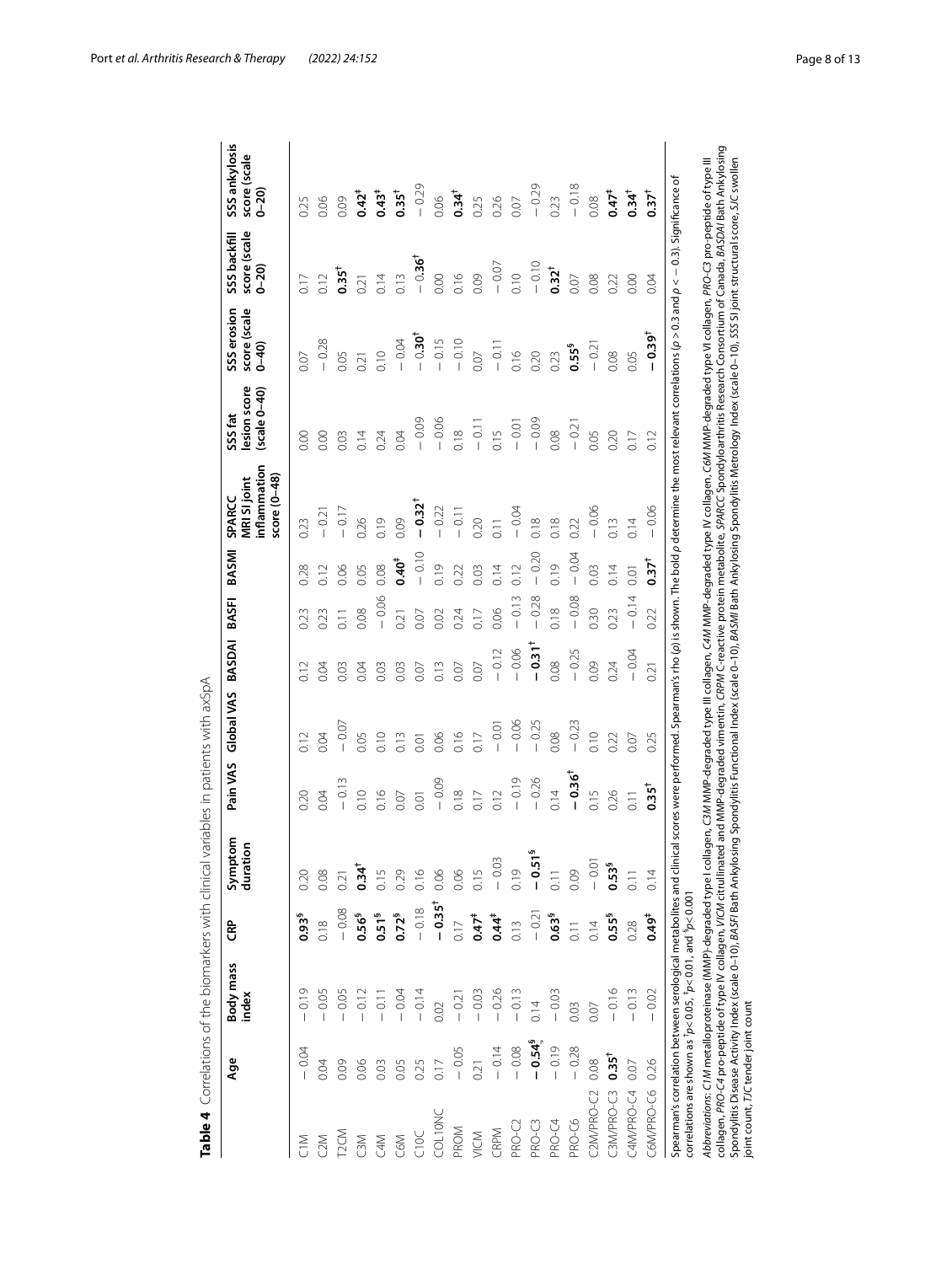**Table 4** Correlations of the biomarkers with clinical variables in patients with axSpA

| | Age | Body mass index | CRP | Symptom duration | Pain VAS | Global VAS | BASDAI | BASFI | BASMI | SPARCC MRI SI joint inflammation score (0–48) | SSS fat lesion score (scale 0–40) | SSS erosion score (scale 0–40) | SSS backfill score (scale 0–20) | SSS ankylosis score (scale 0–20) |
|---|---|---|---|---|---|---|---|---|---|---|---|---|---|---|
| C1M | − 0.04 | − 0.19 | **0.93**[§] | 0.20 | 0.20 | 0.12 | 0.12 | 0.23 | 0.28 | 0.23 | 0.00 | 0.07 | 0.17 | 0.25 |
| C2M | 0.04 | − 0.05 | 0.18 | 0.08 | 0.04 | 0.04 | 0.04 | 0.23 | 0.12 | − 0.21 | 0.00 | − 0.28 | 0.12 | 0.06 |
| T2CM | 0.09 | − 0.05 | − 0.08 | 0.21 | − 0.13 | − 0.07 | 0.03 | 0.11 | 0.06 | − 0.17 | 0.03 | 0.05 | **0.35**[†] | 0.09 |
| C3M | 0.06 | − 0.12 | **0.56**[§] | **0.34**[†] | 0.10 | 0.05 | 0.04 | 0.08 | 0.05 | 0.26 | 0.14 | 0.21 | 0.21 | **0.42**[‡] |
| C4M | 0.03 | − 0.11 | **0.51**[§] | 0.15 | 0.16 | 0.10 | 0.03 | − 0.06 | 0.08 | 0.19 | 0.24 | 0.10 | 0.14 | **0.43**[‡] |
| C6M | 0.05 | − 0.04 | **0.72**[§] | 0.29 | 0.07 | 0.13 | 0.03 | 0.21 | **0.40**[‡] | 0.09 | 0.04 | − 0.04 | 0.13 | **0.35**[†] |
| C10C | 0.25 | − 0.14 | − 0.18 | 0.16 | 0.01 | 0.01 | 0.07 | 0.07 | − 0.10 | **− 0.32**[†] | − 0.09 | **− 0.30**[†] | **− 0.36**[†] | − 0.29 |
| COL10NC | 0.17 | 0.02 | **− 0.35**[†] | 0.06 | − 0.09 | 0.06 | 0.13 | 0.02 | 0.19 | − 0.22 | − 0.06 | − 0.15 | 0.00 | 0.06 |
| PROM | − 0.05 | − 0.21 | 0.17 | 0.06 | 0.18 | 0.16 | 0.07 | 0.24 | 0.22 | − 0.11 | 0.18 | − 0.10 | 0.16 | **0.34**[†] |
| VICM | 0.21 | − 0.03 | **0.47**[‡] | 0.15 | 0.17 | 0.17 | 0.07 | 0.17 | 0.03 | 0.20 | − 0.11 | 0.07 | 0.09 | 0.25 |
| CRPM | − 0.14 | − 0.26 | **0.44**[‡] | − 0.03 | 0.12 | − 0.01 | − 0.12 | 0.06 | 0.14 | 0.11 | 0.15 | − 0.11 | − 0.07 | 0.26 |
| PRO-C2 | − 0.08 | − 0.13 | 0.13 | 0.19 | − 0.19 | − 0.06 | − 0.06 | − 0.13 | 0.12 | − 0.04 | − 0.01 | 0.16 | 0.10 | 0.07 |
| PRO-C3 | **− 0.54**[§] | 0.14 | − 0.21 | **− 0.51**[§] | − 0.26 | − 0.25 | **− 0.31**[†] | − 0.28 | − 0.20 | 0.18 | − 0.09 | 0.20 | − 0.10 | − 0.29 |
| PRO-C4 | − 0.19 | − 0.03 | **0.63**[§] | 0.11 | 0.14 | 0.08 | 0.08 | 0.18 | 0.19 | 0.18 | 0.08 | 0.23 | **0.32**[†] | 0.23 |
| PRO-C6 | − 0.28 | 0.03 | 0.11 | 0.09 | **− 0.36**[†] | − 0.23 | − 0.25 | − 0.08 | − 0.04 | 0.22 | − 0.21 | **0.55**[§] | 0.07 | − 0.18 |
| C2M/PRO-C2 | 0.08 | 0.07 | 0.14 | − 0.01 | 0.15 | 0.10 | 0.09 | 0.30 | 0.03 | − 0.06 | 0.05 | − 0.21 | 0.08 | 0.08 |
| C3M/PRO-C3 | **0.35**[†] | − 0.16 | **0.55**[§] | **0.53**[§] | 0.26 | 0.22 | 0.24 | 0.23 | 0.14 | 0.13 | 0.20 | 0.08 | 0.22 | **0.47**[‡] |
| C4M/PRO-C4 | 0.07 | − 0.13 | 0.28 | 0.11 | 0.11 | 0.07 | − 0.04 | − 0.14 | 0.01 | 0.14 | 0.17 | 0.05 | 0.00 | **0.34**[†] |
| C6M/PRO-C6 | 0.26 | − 0.02 | **0.49**[‡] | 0.14 | **0.35**[†] | 0.25 | 0.21 | 0.22 | **0.37**[†] | − 0.06 | 0.12 | **− 0.39**[†] | 0.04 | **0.37**[†] |

Spearman's correlation between serological metabolites and clinical scores were performed. Spearman's rho (ρ) is shown. The bold ρ determine the most relevant correlations (ρ > 0.3 and ρ < − 0.3). Significance of correlations are shown as [†]$p < 0.05$, [‡]$p < 0.01$, and [§]$p < 0.001$

*Abbreviations*: *C1M* metalloproteinase (MMP)-degraded type I collagen, *C3M* MMP-degraded type III collagen, *C4M* MMP-degraded type IV collagen, *C6M* MMP-degraded type VI collagen, *PRO-C3* pro-peptide of type III collagen, *PRO-C4* pro-peptide of type IV collagen, *VICM* citrullinated and MMP-degraded vimentin, *CRPM* C-reactive protein metabolite, *SPARCC* Spondyloarthritis Research Consortium of Canada, *BASDAI* Bath Ankylosing Spondylitis Disease Activity Index (scale 0–10), *BASFI* Bath Ankylosing Spondylitis Functional Index (scale 0–10), *BASMI* Bath Ankylosing Spondylitis Metrology Index (scale 0–10), *SSS* SI joint structural score, *SJC* swollen joint count, *TJC* tender joint count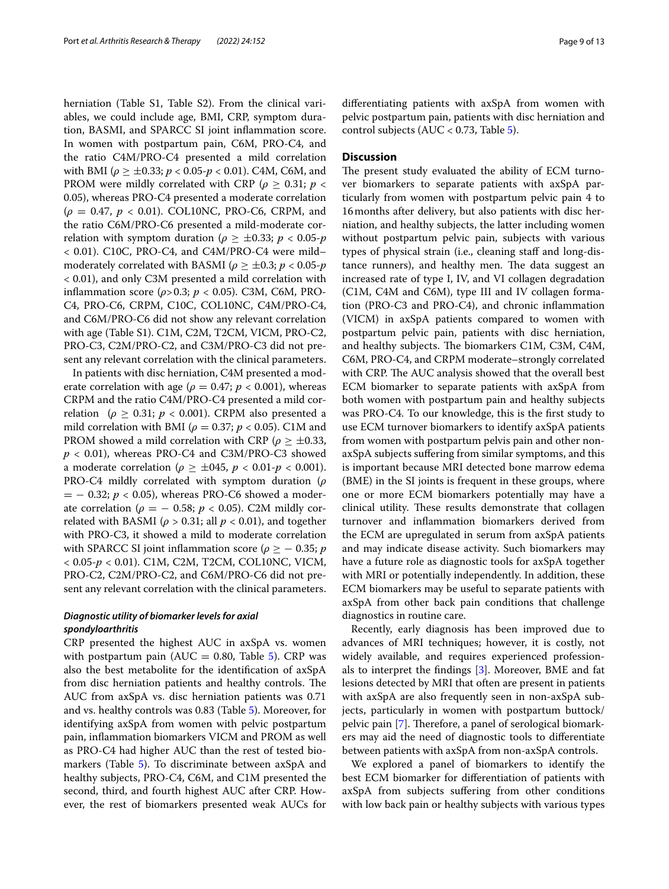herniation (Table S1, Table S2). From the clinical variables, we could include age, BMI, CRP, symptom duration, BASMI, and SPARCC SI joint inflammation score. In women with postpartum pain, C6M, PRO-C4, and the ratio C4M/PRO-C4 presented a mild correlation with BMI ($\rho \geq \pm 0.33$; $p < 0.05$-$p < 0.01$). C4M, C6M, and PROM were mildly correlated with CRP ($\rho \geq 0.31$; $p < 0.05$), whereas PRO-C4 presented a moderate correlation ($\rho = 0.47$, $p < 0.01$). COL10NC, PRO-C6, CRPM, and the ratio C6M/PRO-C6 presented a mild-moderate correlation with symptom duration ($\rho \geq \pm 0.33$; $p < 0.05$-$p < 0.01$). C10C, PRO-C4, and C4M/PRO-C4 were mild–moderately correlated with BASMI ($\rho \geq \pm 0.3$; $p < 0.05$-$p < 0.01$), and only C3M presented a mild correlation with inflammation score ($\rho > 0.3$; $p < 0.05$). C3M, C6M, PRO-C4, PRO-C6, CRPM, C10C, COL10NC, C4M/PRO-C4, and C6M/PRO-C6 did not show any relevant correlation with age (Table S1). C1M, C2M, T2CM, VICM, PRO-C2, PRO-C3, C2M/PRO-C2, and C3M/PRO-C3 did not present any relevant correlation with the clinical parameters.

In patients with disc herniation, C4M presented a moderate correlation with age ($\rho = 0.47$; $p < 0.001$), whereas CRPM and the ratio C4M/PRO-C4 presented a mild correlation ($\rho \geq 0.31$; $p < 0.001$). CRPM also presented a mild correlation with BMI ($\rho = 0.37$; $p < 0.05$). C1M and PROM showed a mild correlation with CRP ($\rho \geq \pm 0.33$, $p < 0.01$), whereas PRO-C4 and C3M/PRO-C3 showed a moderate correlation ($\rho \geq \pm 045$, $p < 0.01$-$p < 0.001$). PRO-C4 mildly correlated with symptom duration ($\rho = -0.32$; $p < 0.05$), whereas PRO-C6 showed a moderate correlation ($\rho = -0.58$; $p < 0.05$). C2M mildly correlated with BASMI ($\rho > 0.31$; all $p < 0.01$), and together with PRO-C3, it showed a mild to moderate correlation with SPARCC SI joint inflammation score ($\rho \geq -0.35$; $p < 0.05$-$p < 0.01$). C1M, C2M, T2CM, COL10NC, VICM, PRO-C2, C2M/PRO-C2, and C6M/PRO-C6 did not present any relevant correlation with the clinical parameters.

### *Diagnostic utility of biomarker levels for axial spondyloarthritis*

CRP presented the highest AUC in axSpA vs. women with postpartum pain (AUC = 0.80, Table 5). CRP was also the best metabolite for the identification of axSpA from disc herniation patients and healthy controls. The AUC from axSpA vs. disc herniation patients was 0.71 and vs. healthy controls was 0.83 (Table 5). Moreover, for identifying axSpA from women with pelvic postpartum pain, inflammation biomarkers VICM and PROM as well as PRO-C4 had higher AUC than the rest of tested biomarkers (Table 5). To discriminate between axSpA and healthy subjects, PRO-C4, C6M, and C1M presented the second, third, and fourth highest AUC after CRP. However, the rest of biomarkers presented weak AUCs for differentiating patients with axSpA from women with pelvic postpartum pain, patients with disc herniation and control subjects (AUC < 0.73, Table 5).

## Discussion

The present study evaluated the ability of ECM turnover biomarkers to separate patients with axSpA particularly from women with postpartum pelvic pain 4 to 16 months after delivery, but also patients with disc herniation, and healthy subjects, the latter including women without postpartum pelvic pain, subjects with various types of physical strain (i.e., cleaning staff and long-distance runners), and healthy men. The data suggest an increased rate of type I, IV, and VI collagen degradation (C1M, C4M and C6M), type III and IV collagen formation (PRO-C3 and PRO-C4), and chronic inflammation (VICM) in axSpA patients compared to women with postpartum pelvic pain, patients with disc herniation, and healthy subjects. The biomarkers C1M, C3M, C4M, C6M, PRO-C4, and CRPM moderate–strongly correlated with CRP. The AUC analysis showed that the overall best ECM biomarker to separate patients with axSpA from both women with postpartum pain and healthy subjects was PRO-C4. To our knowledge, this is the first study to use ECM turnover biomarkers to identify axSpA patients from women with postpartum pelvis pain and other non-axSpA subjects suffering from similar symptoms, and this is important because MRI detected bone marrow edema (BME) in the SI joints is frequent in these groups, where one or more ECM biomarkers potentially may have a clinical utility. These results demonstrate that collagen turnover and inflammation biomarkers derived from the ECM are upregulated in serum from axSpA patients and may indicate disease activity. Such biomarkers may have a future role as diagnostic tools for axSpA together with MRI or potentially independently. In addition, these ECM biomarkers may be useful to separate patients with axSpA from other back pain conditions that challenge diagnostics in routine care.

Recently, early diagnosis has been improved due to advances of MRI techniques; however, it is costly, not widely available, and requires experienced professionals to interpret the findings [3]. Moreover, BME and fat lesions detected by MRI that often are present in patients with axSpA are also frequently seen in non-axSpA subjects, particularly in women with postpartum buttock/pelvic pain [7]. Therefore, a panel of serological biomarkers may aid the need of diagnostic tools to differentiate between patients with axSpA from non-axSpA controls.

We explored a panel of biomarkers to identify the best ECM biomarker for differentiation of patients with axSpA from subjects suffering from other conditions with low back pain or healthy subjects with various types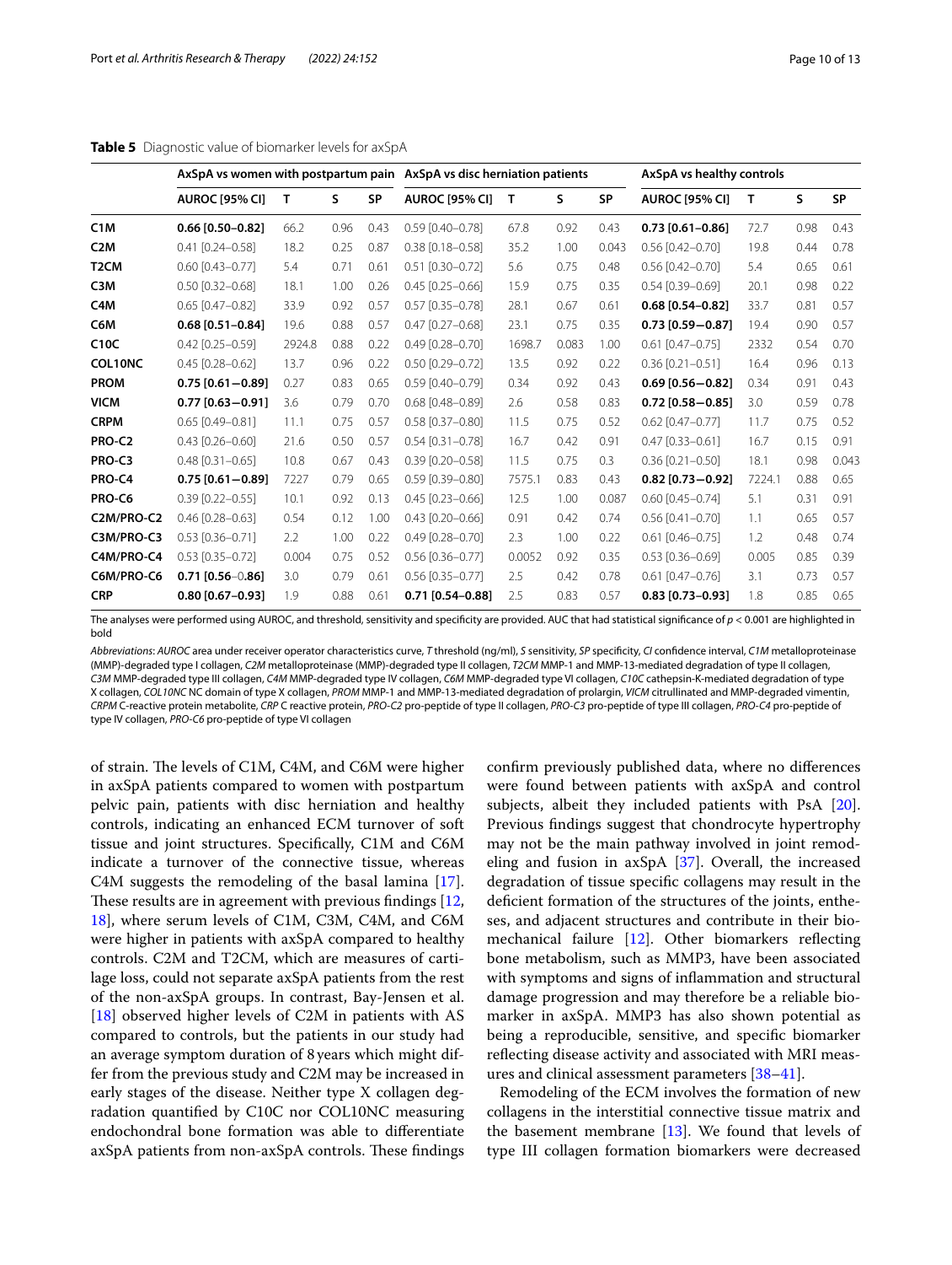**Table 5** Diagnostic value of biomarker levels for axSpA

| | AxSpA vs women with postpartum pain | | | | AxSpA vs disc herniation patients | | | | AxSpA vs healthy controls | | | |
|---|---|---|---|---|---|---|---|---|---|---|---|---|
| | AUROC [95% CI] | T | S | SP | AUROC [95% CI] | T | S | SP | AUROC [95% CI] | T | S | SP |
| **C1M** | **0.66 [0.50–0.82]** | 66.2 | 0.96 | 0.43 | 0.59 [0.40–0.78] | 67.8 | 0.92 | 0.43 | **0.73 [0.61–0.86]** | 72.7 | 0.98 | 0.43 |
| **C2M** | 0.41 [0.24–0.58] | 18.2 | 0.25 | 0.87 | 0.38 [0.18–0.58] | 35.2 | 1.00 | 0.043 | 0.56 [0.42–0.70] | 19.8 | 0.44 | 0.78 |
| **T2CM** | 0.60 [0.43–0.77] | 5.4 | 0.71 | 0.61 | 0.51 [0.30–0.72] | 5.6 | 0.75 | 0.48 | 0.56 [0.42–0.70] | 5.4 | 0.65 | 0.61 |
| **C3M** | 0.50 [0.32–0.68] | 18.1 | 1.00 | 0.26 | 0.45 [0.25–0.66] | 15.9 | 0.75 | 0.35 | 0.54 [0.39–0.69] | 20.1 | 0.98 | 0.22 |
| **C4M** | 0.65 [0.47–0.82] | 33.9 | 0.92 | 0.57 | 0.57 [0.35–0.78] | 28.1 | 0.67 | 0.61 | **0.68 [0.54–0.82]** | 33.7 | 0.81 | 0.57 |
| **C6M** | **0.68 [0.51–0.84]** | 19.6 | 0.88 | 0.57 | 0.47 [0.27–0.68] | 23.1 | 0.75 | 0.35 | **0.73 [0.59−0.87]** | 19.4 | 0.90 | 0.57 |
| **C10C** | 0.42 [0.25–0.59] | 2924.8 | 0.88 | 0.22 | 0.49 [0.28–0.70] | 1698.7 | 0.083 | 1.00 | 0.61 [0.47–0.75] | 2332 | 0.54 | 0.70 |
| **COL10NC** | 0.45 [0.28–0.62] | 13.7 | 0.96 | 0.22 | 0.50 [0.29–0.72] | 13.5 | 0.92 | 0.22 | 0.36 [0.21–0.51] | 16.4 | 0.96 | 0.13 |
| **PROM** | **0.75 [0.61−0.89]** | 0.27 | 0.83 | 0.65 | 0.59 [0.40–0.79] | 0.34 | 0.92 | 0.43 | **0.69 [0.56−0.82]** | 0.34 | 0.91 | 0.43 |
| **VICM** | **0.77 [0.63−0.91]** | 3.6 | 0.79 | 0.70 | 0.68 [0.48–0.89] | 2.6 | 0.58 | 0.83 | **0.72 [0.58−0.85]** | 3.0 | 0.59 | 0.78 |
| **CRPM** | 0.65 [0.49–0.81] | 11.1 | 0.75 | 0.57 | 0.58 [0.37–0.80] | 11.5 | 0.75 | 0.52 | 0.62 [0.47–0.77] | 11.7 | 0.75 | 0.52 |
| **PRO-C2** | 0.43 [0.26–0.60] | 21.6 | 0.50 | 0.57 | 0.54 [0.31–0.78] | 16.7 | 0.42 | 0.91 | 0.47 [0.33–0.61] | 16.7 | 0.15 | 0.91 |
| **PRO-C3** | 0.48 [0.31–0.65] | 10.8 | 0.67 | 0.43 | 0.39 [0.20–0.58] | 11.5 | 0.75 | 0.3 | 0.36 [0.21–0.50] | 18.1 | 0.98 | 0.043 |
| **PRO-C4** | **0.75 [0.61−0.89]** | 7227 | 0.79 | 0.65 | 0.59 [0.39–0.80] | 7575.1 | 0.83 | 0.43 | **0.82 [0.73−0.92]** | 7224.1 | 0.88 | 0.65 |
| **PRO-C6** | 0.39 [0.22–0.55] | 10.1 | 0.92 | 0.13 | 0.45 [0.23–0.66] | 12.5 | 1.00 | 0.087 | 0.60 [0.45–0.74] | 5.1 | 0.31 | 0.91 |
| **C2M/PRO-C2** | 0.46 [0.28–0.63] | 0.54 | 0.12 | 1.00 | 0.43 [0.20–0.66] | 0.91 | 0.42 | 0.74 | 0.56 [0.41–0.70] | 1.1 | 0.65 | 0.57 |
| **C3M/PRO-C3** | 0.53 [0.36–0.71] | 2.2 | 1.00 | 0.22 | 0.49 [0.28–0.70] | 2.3 | 1.00 | 0.22 | 0.61 [0.46–0.75] | 1.2 | 0.48 | 0.74 |
| **C4M/PRO-C4** | 0.53 [0.35–0.72] | 0.004 | 0.75 | 0.52 | 0.56 [0.36–0.77] | 0.0052 | 0.92 | 0.35 | 0.53 [0.36–0.69] | 0.005 | 0.85 | 0.39 |
| **C6M/PRO-C6** | **0.71 [0.56–0.86]** | 3.0 | 0.79 | 0.61 | 0.56 [0.35–0.77] | 2.5 | 0.42 | 0.78 | 0.61 [0.47–0.76] | 3.1 | 0.73 | 0.57 |
| **CRP** | **0.80 [0.67–0.93]** | 1.9 | 0.88 | 0.61 | **0.71 [0.54–0.88]** | 2.5 | 0.83 | 0.57 | **0.83 [0.73–0.93]** | 1.8 | 0.85 | 0.65 |

The analyses were performed using AUROC, and threshold, sensitivity and specificity are provided. AUC that had statistical significance of $p < 0.001$ are highlighted in bold

*Abbreviations*: *AUROC* area under receiver operator characteristics curve, *T* threshold (ng/ml), *S* sensitivity, *SP* specificity, *CI* confidence interval, *C1M* metalloproteinase (MMP)-degraded type I collagen, *C2M* metalloproteinase (MMP)-degraded type II collagen, *T2CM* MMP-1 and MMP-13-mediated degradation of type II collagen, *C3M* MMP-degraded type III collagen, *C4M* MMP-degraded type IV collagen, *C6M* MMP-degraded type VI collagen, *C10C* cathepsin-K-mediated degradation of type X collagen, *COL10NC* NC domain of type X collagen, *PROM* MMP-1 and MMP-13-mediated degradation of prolargin, *VICM* citrullinated and MMP-degraded vimentin, *CRPM* C-reactive protein metabolite, *CRP* C reactive protein, *PRO-C2* pro-peptide of type II collagen, *PRO-C3* pro-peptide of type III collagen, *PRO-C4* pro-peptide of type IV collagen, *PRO-C6* pro-peptide of type VI collagen

of strain. The levels of C1M, C4M, and C6M were higher in axSpA patients compared to women with postpartum pelvic pain, patients with disc herniation and healthy controls, indicating an enhanced ECM turnover of soft tissue and joint structures. Specifically, C1M and C6M indicate a turnover of the connective tissue, whereas C4M suggests the remodeling of the basal lamina [17]. These results are in agreement with previous findings [12, 18], where serum levels of C1M, C3M, C4M, and C6M were higher in patients with axSpA compared to healthy controls. C2M and T2CM, which are measures of cartilage loss, could not separate axSpA patients from the rest of the non-axSpA groups. In contrast, Bay-Jensen et al. [18] observed higher levels of C2M in patients with AS compared to controls, but the patients in our study had an average symptom duration of 8 years which might differ from the previous study and C2M may be increased in early stages of the disease. Neither type X collagen degradation quantified by C10C nor COL10NC measuring endochondral bone formation was able to differentiate axSpA patients from non-axSpA controls. These findings confirm previously published data, where no differences were found between patients with axSpA and control subjects, albeit they included patients with PsA [20]. Previous findings suggest that chondrocyte hypertrophy may not be the main pathway involved in joint remodeling and fusion in axSpA [37]. Overall, the increased degradation of tissue specific collagens may result in the deficient formation of the structures of the joints, entheses, and adjacent structures and contribute in their biomechanical failure [12]. Other biomarkers reflecting bone metabolism, such as MMP3, have been associated with symptoms and signs of inflammation and structural damage progression and may therefore be a reliable biomarker in axSpA. MMP3 has also shown potential as being a reproducible, sensitive, and specific biomarker reflecting disease activity and associated with MRI measures and clinical assessment parameters [38–41].

Remodeling of the ECM involves the formation of new collagens in the interstitial connective tissue matrix and the basement membrane [13]. We found that levels of type III collagen formation biomarkers were decreased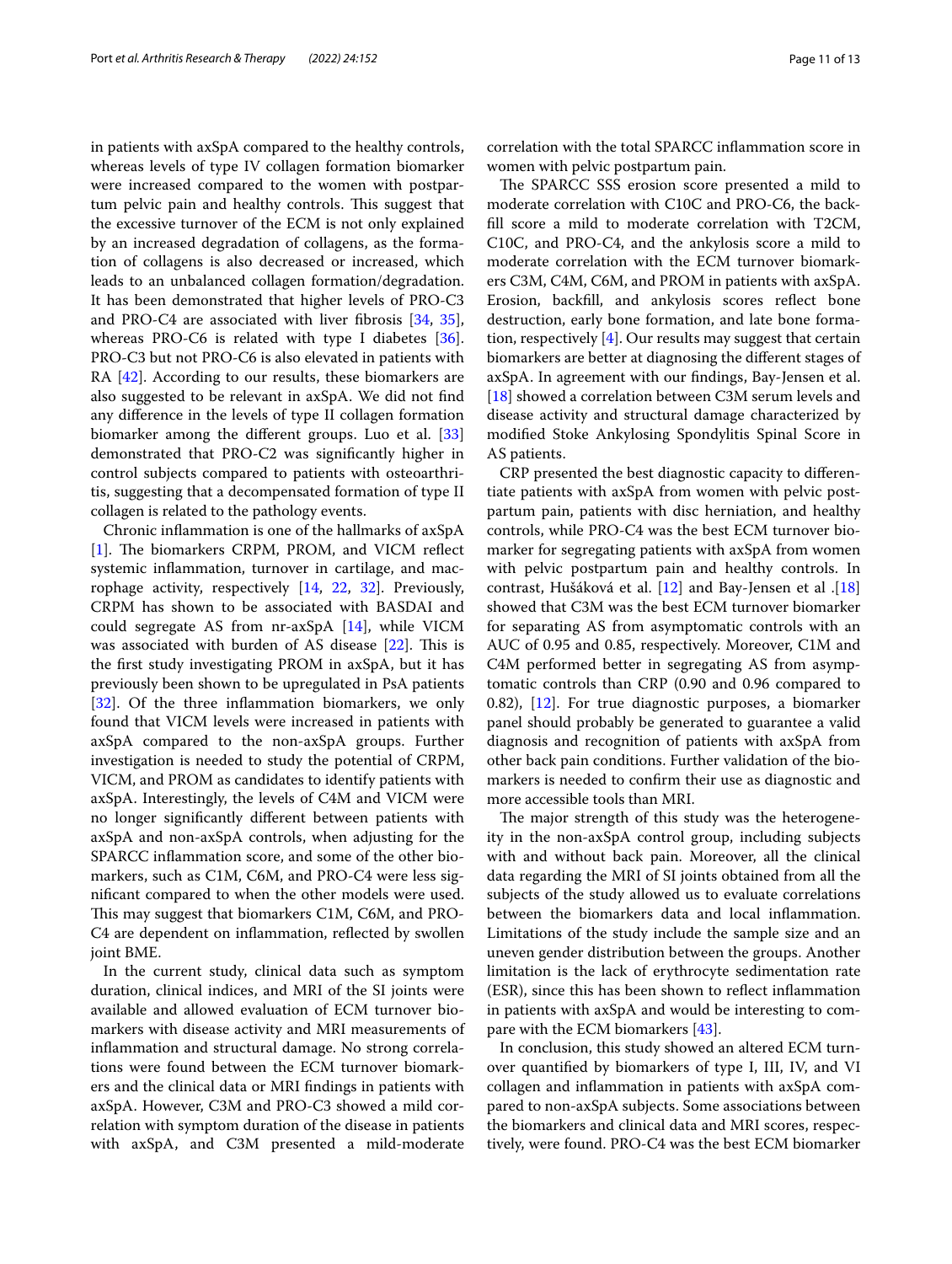in patients with axSpA compared to the healthy controls, whereas levels of type IV collagen formation biomarker were increased compared to the women with postpartum pelvic pain and healthy controls. This suggest that the excessive turnover of the ECM is not only explained by an increased degradation of collagens, as the formation of collagens is also decreased or increased, which leads to an unbalanced collagen formation/degradation. It has been demonstrated that higher levels of PRO-C3 and PRO-C4 are associated with liver fibrosis [34, 35], whereas PRO-C6 is related with type I diabetes [36]. PRO-C3 but not PRO-C6 is also elevated in patients with RA [42]. According to our results, these biomarkers are also suggested to be relevant in axSpA. We did not find any difference in the levels of type II collagen formation biomarker among the different groups. Luo et al. [33] demonstrated that PRO-C2 was significantly higher in control subjects compared to patients with osteoarthritis, suggesting that a decompensated formation of type II collagen is related to the pathology events.

Chronic inflammation is one of the hallmarks of axSpA [1]. The biomarkers CRPM, PROM, and VICM reflect systemic inflammation, turnover in cartilage, and macrophage activity, respectively [14, 22, 32]. Previously, CRPM has shown to be associated with BASDAI and could segregate AS from nr-axSpA [14], while VICM was associated with burden of AS disease [22]. This is the first study investigating PROM in axSpA, but it has previously been shown to be upregulated in PsA patients [32]. Of the three inflammation biomarkers, we only found that VICM levels were increased in patients with axSpA compared to the non-axSpA groups. Further investigation is needed to study the potential of CRPM, VICM, and PROM as candidates to identify patients with axSpA. Interestingly, the levels of C4M and VICM were no longer significantly different between patients with axSpA and non-axSpA controls, when adjusting for the SPARCC inflammation score, and some of the other biomarkers, such as C1M, C6M, and PRO-C4 were less significant compared to when the other models were used. This may suggest that biomarkers C1M, C6M, and PRO-C4 are dependent on inflammation, reflected by swollen joint BME.

In the current study, clinical data such as symptom duration, clinical indices, and MRI of the SI joints were available and allowed evaluation of ECM turnover biomarkers with disease activity and MRI measurements of inflammation and structural damage. No strong correlations were found between the ECM turnover biomarkers and the clinical data or MRI findings in patients with axSpA. However, C3M and PRO-C3 showed a mild correlation with symptom duration of the disease in patients with axSpA, and C3M presented a mild-moderate correlation with the total SPARCC inflammation score in women with pelvic postpartum pain.

The SPARCC SSS erosion score presented a mild to moderate correlation with C10C and PRO-C6, the backfill score a mild to moderate correlation with T2CM, C10C, and PRO-C4, and the ankylosis score a mild to moderate correlation with the ECM turnover biomarkers C3M, C4M, C6M, and PROM in patients with axSpA. Erosion, backfill, and ankylosis scores reflect bone destruction, early bone formation, and late bone formation, respectively [4]. Our results may suggest that certain biomarkers are better at diagnosing the different stages of axSpA. In agreement with our findings, Bay-Jensen et al. [18] showed a correlation between C3M serum levels and disease activity and structural damage characterized by modified Stoke Ankylosing Spondylitis Spinal Score in AS patients.

CRP presented the best diagnostic capacity to differentiate patients with axSpA from women with pelvic postpartum pain, patients with disc herniation, and healthy controls, while PRO-C4 was the best ECM turnover biomarker for segregating patients with axSpA from women with pelvic postpartum pain and healthy controls. In contrast, Hušáková et al. [12] and Bay-Jensen et al .[18] showed that C3M was the best ECM turnover biomarker for separating AS from asymptomatic controls with an AUC of 0.95 and 0.85, respectively. Moreover, C1M and C4M performed better in segregating AS from asymptomatic controls than CRP (0.90 and 0.96 compared to 0.82), [12]. For true diagnostic purposes, a biomarker panel should probably be generated to guarantee a valid diagnosis and recognition of patients with axSpA from other back pain conditions. Further validation of the biomarkers is needed to confirm their use as diagnostic and more accessible tools than MRI.

The major strength of this study was the heterogeneity in the non-axSpA control group, including subjects with and without back pain. Moreover, all the clinical data regarding the MRI of SI joints obtained from all the subjects of the study allowed us to evaluate correlations between the biomarkers data and local inflammation. Limitations of the study include the sample size and an uneven gender distribution between the groups. Another limitation is the lack of erythrocyte sedimentation rate (ESR), since this has been shown to reflect inflammation in patients with axSpA and would be interesting to compare with the ECM biomarkers [43].

In conclusion, this study showed an altered ECM turnover quantified by biomarkers of type I, III, IV, and VI collagen and inflammation in patients with axSpA compared to non-axSpA subjects. Some associations between the biomarkers and clinical data and MRI scores, respectively, were found. PRO-C4 was the best ECM biomarker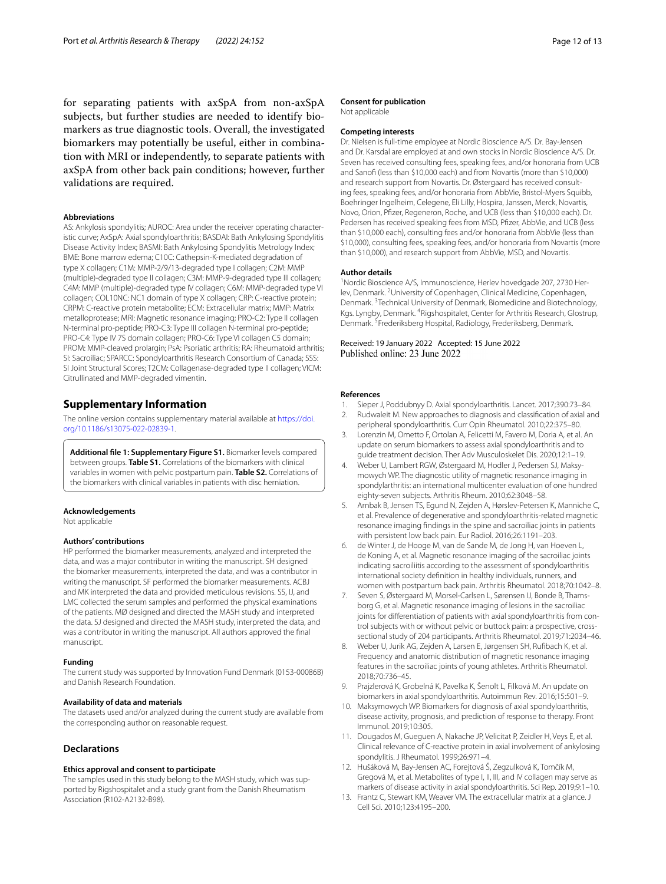for separating patients with axSpA from non-axSpA subjects, but further studies are needed to identify biomarkers as true diagnostic tools. Overall, the investigated biomarkers may potentially be useful, either in combination with MRI or independently, to separate patients with axSpA from other back pain conditions; however, further validations are required.

#### Abbreviations
AS: Ankylosis spondylitis; AUROC: Area under the receiver operating characteristic curve; AxSpA: Axial spondyloarthritis; BASDAI: Bath Ankylosing Spondylitis Disease Activity Index; BASMI: Bath Ankylosing Spondylitis Metrology Index; BME: Bone marrow edema; C10C: Cathepsin-K-mediated degradation of type X collagen; C1M: MMP-2/9/13-degraded type I collagen; C2M: MMP (multiple)-degraded type II collagen; C3M: MMP-9-degraded type III collagen; C4M: MMP (multiple)-degraded type IV collagen; C6M: MMP-degraded type VI collagen; COL10NC: NC1 domain of type X collagen; CRP: C-reactive protein; CRPM: C-reactive protein metabolite; ECM: Extracellular matrix; MMP: Matrix metalloprotease; MRI: Magnetic resonance imaging; PRO-C2: Type II collagen N-terminal pro-peptide; PRO-C3: Type III collagen N-terminal pro-peptide; PRO-C4: Type IV 7S domain collagen; PRO-C6: Type VI collagen C5 domain; PROM: MMP-cleaved prolargin; PsA: Psoriatic arthritis; RA: Rheumatoid arthritis; SI: Sacroiliac; SPARCC: Spondyloarthritis Research Consortium of Canada; SSS: SI Joint Structural Scores; T2CM: Collagenase-degraded type II collagen; VICM: Citrullinated and MMP-degraded vimentin.

## Supplementary Information

The online version contains supplementary material available at https://doi.org/10.1186/s13075-022-02839-1.

**Additional file 1: Supplementary Figure S1.** Biomarker levels compared between groups. **Table S1.** Correlations of the biomarkers with clinical variables in women with pelvic postpartum pain. **Table S2.** Correlations of the biomarkers with clinical variables in patients with disc herniation.

#### Acknowledgements
Not applicable

#### Authors' contributions
HP performed the biomarker measurements, analyzed and interpreted the data, and was a major contributor in writing the manuscript. SH designed the biomarker measurements, interpreted the data, and was a contributor in writing the manuscript. SF performed the biomarker measurements. ACBJ and MK interpreted the data and provided meticulous revisions. SS, IJ, and LMC collected the serum samples and performed the physical examinations of the patients. MØ designed and directed the MASH study and interpreted the data. SJ designed and directed the MASH study, interpreted the data, and was a contributor in writing the manuscript. All authors approved the final manuscript.

#### Funding
The current study was supported by Innovation Fund Denmark (0153-00086B) and Danish Research Foundation.

#### Availability of data and materials
The datasets used and/or analyzed during the current study are available from the corresponding author on reasonable request.

## Declarations

#### Ethics approval and consent to participate
The samples used in this study belong to the MASH study, which was supported by Rigshospitalet and a study grant from the Danish Rheumatism Association (R102-A2132-B98).

#### Consent for publication
Not applicable

#### Competing interests
Dr. Nielsen is full-time employee at Nordic Bioscience A/S. Dr. Bay-Jensen and Dr. Karsdal are employed at and own stocks in Nordic Bioscience A/S. Dr. Seven has received consulting fees, speaking fees, and/or honoraria from UCB and Sanofi (less than $10,000 each) and from Novartis (more than $10,000) and research support from Novartis. Dr. Østergaard has received consulting fees, speaking fees, and/or honoraria from AbbVie, Bristol-Myers Squibb, Boehringer Ingelheim, Celegene, Eli Lilly, Hospira, Janssen, Merck, Novartis, Novo, Orion, Pfizer, Regeneron, Roche, and UCB (less than $10,000 each). Dr. Pedersen has received speaking fees from MSD, Pfizer, AbbVie, and UCB (less than $10,000 each), consulting fees and/or honoraria from AbbVie (less than $10,000), consulting fees, speaking fees, and/or honoraria from Novartis (more than $10,000), and research support from AbbVie, MSD, and Novartis.

#### Author details
[1]Nordic Bioscience A/S, Immunoscience, Herlev hovedgade 207, 2730 Herlev, Denmark. [2]University of Copenhagen, Clinical Medicine, Copenhagen, Denmark. [3]Technical University of Denmark, Biomedicine and Biotechnology, Kgs. Lyngby, Denmark. [4]Rigshospitalet, Center for Arthritis Research, Glostrup, Denmark. [5]Frederiksberg Hospital, Radiology, Frederiksberg, Denmark.

Received: 19 January 2022 Accepted: 15 June 2022
Published online: 23 June 2022

#### References
1. Sieper J, Poddubnyy D. Axial spondyloarthritis. Lancet. 2017;390:73–84.
2. Rudwaleit M. New approaches to diagnosis and classification of axial and peripheral spondyloarthritis. Curr Opin Rheumatol. 2010;22:375–80.
3. Lorenzin M, Ometto F, Ortolan A, Felicetti M, Favero M, Doria A, et al. An update on serum biomarkers to assess axial spondyloarthritis and to guide treatment decision. Ther Adv Musculoskelet Dis. 2020;12:1–19.
4. Weber U, Lambert RGW, Østergaard M, Hodler J, Pedersen SJ, Maksymowych WP. The diagnostic utility of magnetic resonance imaging in spondylarthritis: an international multicenter evaluation of one hundred eighty-seven subjects. Arthritis Rheum. 2010;62:3048–58.
5. Arnbak B, Jensen TS, Egund N, Zejden A, Hørslev-Petersen K, Manniche C, et al. Prevalence of degenerative and spondyloarthritis-related magnetic resonance imaging findings in the spine and sacroiliac joints in patients with persistent low back pain. Eur Radiol. 2016;26:1191–203.
6. de Winter J, de Hooge M, van de Sande M, de Jong H, van Hoeven L, de Koning A, et al. Magnetic resonance imaging of the sacroiliac joints indicating sacroiliitis according to the assessment of spondyloarthritis international society definition in healthy individuals, runners, and women with postpartum back pain. Arthritis Rheumatol. 2018;70:1042–8.
7. Seven S, Østergaard M, Morsel-Carlsen L, Sørensen IJ, Bonde B, Thamsborg G, et al. Magnetic resonance imaging of lesions in the sacroiliac joints for differentiation of patients with axial spondyloarthritis from control subjects with or without pelvic or buttock pain: a prospective, cross-sectional study of 204 participants. Arthritis Rheumatol. 2019;71:2034–46.
8. Weber U, Jurik AG, Zejden A, Larsen E, Jørgensen SH, Rufibach K, et al. Frequency and anatomic distribution of magnetic resonance imaging features in the sacroiliac joints of young athletes. Arthritis Rheumatol. 2018;70:736–45.
9. Prajzlerová K, Grobelná K, Pavelka K, Šenolt L, Filková M. An update on biomarkers in axial spondyloarthritis. Autoimmun Rev. 2016;15:501–9.
10. Maksymowych WP. Biomarkers for diagnosis of axial spondyloarthritis, disease activity, prognosis, and prediction of response to therapy. Front Immunol. 2019;10:305.
11. Dougados M, Gueguen A, Nakache JP, Velicitat P, Zeidler H, Veys E, et al. Clinical relevance of C-reactive protein in axial involvement of ankylosing spondylitis. J Rheumatol. 1999;26:971–4.
12. Hušáková M, Bay-Jensen AC, Forejtová Š, Zegzulková K, Tomčík M, Gregová M, et al. Metabolites of type I, II, III, and IV collagen may serve as markers of disease activity in axial spondyloarthritis. Sci Rep. 2019;9:1–10.
13. Frantz C, Stewart KM, Weaver VM. The extracellular matrix at a glance. J Cell Sci. 2010;123:4195–200.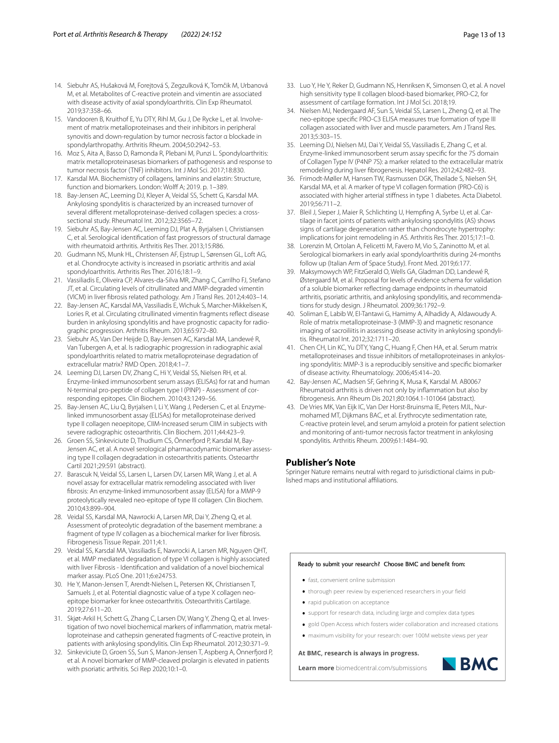14. Siebuhr AS, Hušaková M, Forejtová S, Zegzulková K, Tomčik M, Urbanová M, et al. Metabolites of C-reactive protein and vimentin are associated with disease activity of axial spondyloarthritis. Clin Exp Rheumatol. 2019;37:358–66.
15. Vandooren B, Kruithof E, Yu DTY, Rihl M, Gu J, De Rycke L, et al. Involvement of matrix metalloproteinases and their inhibitors in peripheral synovitis and down-regulation by tumor necrosis factor α blockade in spondylarthropathy. Arthritis Rheum. 2004;50:2942–53.
16. Moz S, Aita A, Basso D, Ramonda R, Plebani M, Punzi L. Spondyloarthritis: matrix metalloproteinasesas biomarkers of pathogenesis and response to tumor necrosis factor (TNF) inhibitors. Int J Mol Sci. 2017;18:830.
17. Karsdal MA. Biochemistry of collagens, laminins and elastin: Structure, function and biomarkers. London: Wolff A; 2019. p. 1–389.
18. Bay-Jensen AC, Leeming DJ, Kleyer A, Veidal SS, Schett G, Karsdal MA. Ankylosing spondylitis is characterized by an increased turnover of several different metalloproteinase-derived collagen species: a cross-sectional study. Rheumatol Int. 2012;32:3565–72.
19. Siebuhr AS, Bay-Jensen AC, Leeming DJ, Plat A, Byrjalsen I, Christiansen C, et al. Serological identification of fast progressors of structural damage with rheumatoid arthritis. Arthritis Res Ther. 2013;15:R86.
20. Gudmann NS, Munk HL, Christensen AF, Ejstrup L, Sørensen GL, Loft AG, et al. Chondrocyte activity is increased in psoriatic arthritis and axial spondyloarthritis. Arthritis Res Ther. 2016;18:1–9.
21. Vassiliadis E, Oliveira CP, Alvares-da-Silva MR, Zhang C, Carrilho FJ, Stefano JT, et al. Circulating levels of citrullinated and MMP-degraded vimentin (VICM) in liver fibrosis related pathology. Am J Transl Res. 2012;4:403–14.
22. Bay-Jensen AC, Karsdal MA, Vassiliadis E, Wichuk S, Marcher-Mikkelsen K, Lories R, et al. Circulating citrullinated vimentin fragments reflect disease burden in ankylosing spondylitis and have prognostic capacity for radiographic progression. Arthritis Rheum. 2013;65:972–80.
23. Siebuhr AS, Van Der Heijde D, Bay-Jensen AC, Karsdal MA, Landewé R, Van Tubergen A, et al. Is radiographic progression in radiographic axial spondyloarthritis related to matrix metalloproteinase degradation of extracellular matrix? RMD Open. 2018;4:1–7.
24. Leeming DJ, Larsen DV, Zhang C, Hi Y, Veidal SS, Nielsen RH, et al. Enzyme-linked immunosorbent serum assays (ELISAs) for rat and human N-terminal pro-peptide of collagen type I (PINP) - Assessment of corresponding epitopes. Clin Biochem. 2010;43:1249–56.
25. Bay-Jensen AC, Liu Q, Byrjalsen I, Li Y, Wang J, Pedersen C, et al. Enzyme-linked immunosorbent assay (ELISAs) for metalloproteinase derived type II collagen neoepitope, CIIM-Increased serum CIIM in subjects with severe radiographic osteoarthritis. Clin Biochem. 2011;44:423–9.
26. Groen SS, Sinkeviciute D, Thudium CS, Önnerfjord P, Karsdal M, Bay-Jensen AC, et al. A novel serological pharmacodynamic biomarker assessing type II collagen degradation in osteoarthritis patients. Osteoarthr Cartil 2021;29:S91 (abstract).
27. Barascuk N, Veidal SS, Larsen L, Larsen DV, Larsen MR, Wang J, et al. A novel assay for extracellular matrix remodeling associated with liver fibrosis: An enzyme-linked immunosorbent assay (ELISA) for a MMP-9 proteolytically revealed neo-epitope of type III collagen. Clin Biochem. 2010;43:899–904.
28. Veidal SS, Karsdal MA, Nawrocki A, Larsen MR, Dai Y, Zheng Q, et al. Assessment of proteolytic degradation of the basement membrane: a fragment of type IV collagen as a biochemical marker for liver fibrosis. Fibrogenesis Tissue Repair. 2011;4:1.
29. Veidal SS, Karsdal MA, Vassiliadis E, Nawrocki A, Larsen MR, Nguyen QHT, et al. MMP mediated degradation of type VI collagen is highly associated with liver Fibrosis - Identification and validation of a novel biochemical marker assay. PLoS One. 2011;6:e24753.
30. He Y, Manon-Jensen T, Arendt-Nielsen L, Petersen KK, Christiansen T, Samuels J, et al. Potential diagnostic value of a type X collagen neo-epitope biomarker for knee osteoarthritis. Osteoarthritis Cartilage. 2019;27:611–20.
31. Skjøt-Arkil H, Schett G, Zhang C, Larsen DV, Wang Y, Zheng Q, et al. Investigation of two novel biochemical markers of inflammation, matrix metalloproteinase and cathepsin generated fragments of C-reactive protein, in patients with ankylosing spondylitis. Clin Exp Rheumatol. 2012;30:371–9.
32. Sinkeviciute D, Groen SS, Sun S, Manon-Jensen T, Aspberg A, Önnerfjord P, et al. A novel biomarker of MMP-cleaved prolargin is elevated in patients with psoriatic arthritis. Sci Rep 2020;10:1–0.
33. Luo Y, He Y, Reker D, Gudmann NS, Henriksen K, Simonsen O, et al. A novel high sensitivity type II collagen blood-based biomarker, PRO-C2, for assessment of cartilage formation. Int J Mol Sci. 2018;19.
34. Nielsen MJ, Nedergaard AF, Sun S, Veidal SS, Larsen L, Zheng Q, et al. The neo-epitope specific PRO-C3 ELISA measures true formation of type III collagen associated with liver and muscle parameters. Am J Transl Res. 2013;5:303–15.
35. Leeming DJ, Nielsen MJ, Dai Y, Veidal SS, Vassiliadis E, Zhang C, et al. Enzyme-linked immunosorbent serum assay specific for the 7S domain of Collagen Type IV (P4NP 7S): a marker related to the extracellular matrix remodeling during liver fibrogenesis. Hepatol Res. 2012;42:482–93.
36. Frimodt-Møller M, Hansen TW, Rasmussen DGK, Theilade S, Nielsen SH, Karsdal MA, et al. A marker of type VI collagen formation (PRO-C6) is associated with higher arterial stiffness in type 1 diabetes. Acta Diabetol. 2019;56:711–2.
37. Bleil J, Sieper J, Maier R, Schlichting U, Hempfing A, Syrbe U, et al. Cartilage in facet joints of patients with ankylosing spondylitis (AS) shows signs of cartilage degeneration rather than chondrocyte hypertrophy: implications for joint remodeling in AS. Arthritis Res Ther. 2015;17:1–0.
38. Lorenzin M, Ortolan A, Felicetti M, Favero M, Vio S, Zaninotto M, et al. Serological biomarkers in early axial spondyloarthritis during 24-months follow up (Italian Arm of Space Study). Front Med. 2019;6:177.
39. Maksymowych WP, FitzGerald O, Wells GA, Gladman DD, Landewé R, Østergaard M, et al. Proposal for levels of evidence schema for validation of a soluble biomarker reflecting damage endpoints in rheumatoid arthritis, psoriatic arthritis, and ankylosing spondylitis, and recommendations for study design. J Rheumatol. 2009;36:1792–9.
40. Soliman E, Labib W, El-Tantawi G, Hamimy A, Alhadidy A, Aldawoudy A. Role of matrix metalloproteinase-3 (MMP-3) and magnetic resonance imaging of sacroiliitis in assessing disease activity in ankylosing spondylitis. Rheumatol Int. 2012;32:1711–20.
41. Chen CH, Lin KC, Yu DTY, Yang C, Huang F, Chen HA, et al. Serum matrix metalloproteinases and tissue inhibitors of metalloproteinases in ankylosing spondylitis: MMP-3 is a reproducibly sensitive and specific biomarker of disease activity. Rheumatology. 2006;45:414–20.
42. Bay-Jensen AC, Madsen SF, Gehring K, Musa K, Karsdal M. AB0067 Rheumatoid arthritis is driven not only by inflammation but also by fibrogenesis. Ann Rheum Dis 2021;80:1064.1-101064 (abstract).
43. De Vries MK, Van Eijk IC, Van Der Horst-Bruinsma IE, Peters MJL, Nurmohamed MT, Dijkmans BAC, et al. Erythrocyte sedimentation rate, C-reactive protein level, and serum amyloid a protein for patient selection and monitoring of anti-tumor necrosis factor treatment in ankylosing spondylitis. Arthritis Rheum. 2009;61:1484–90.

## Publisher's Note

Springer Nature remains neutral with regard to jurisdictional claims in published maps and institutional affiliations.

Ready to submit your research? Choose BMC and benefit from:

- fast, convenient online submission
- thorough peer review by experienced researchers in your field
- rapid publication on acceptance
- support for research data, including large and complex data types
- gold Open Access which fosters wider collaboration and increased citations
- maximum visibility for your research: over 100M website views per year

**At BMC, research is always in progress.**

**Learn more** biomedcentral.com/submissions